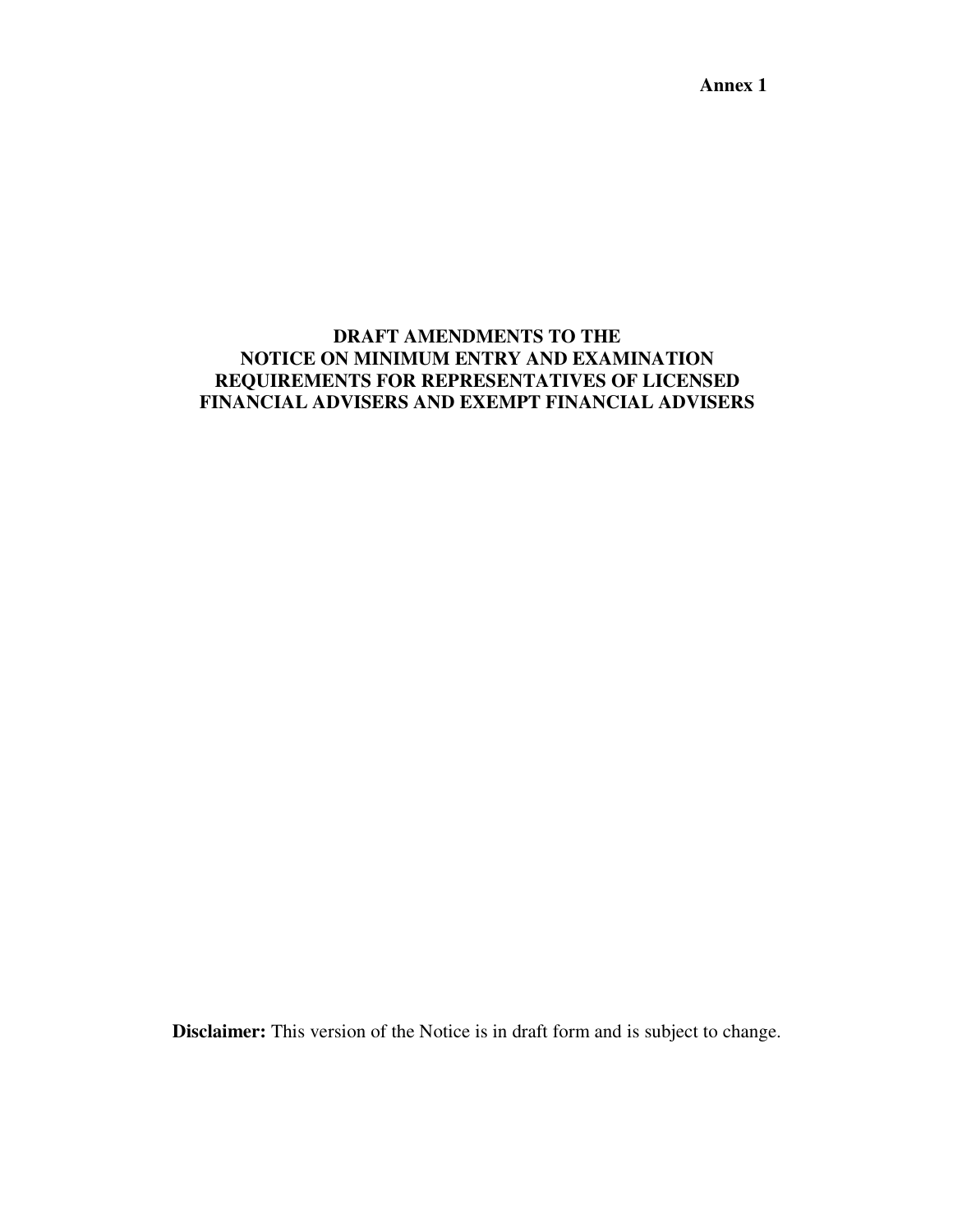**Annex 1**

# DRAFT AMENDMENTS TO THE NOTICE ON MINIMUM ENTRY AND EXAMINATION REQUIREMENTS FOR REPRESENTATIVES OF LICENSED FINANCIAL ADVISERS AND EXEMPT FINANCIAL ADVISERS

**Disclaimer:** This version of the Notice is in draft form and is subject to change.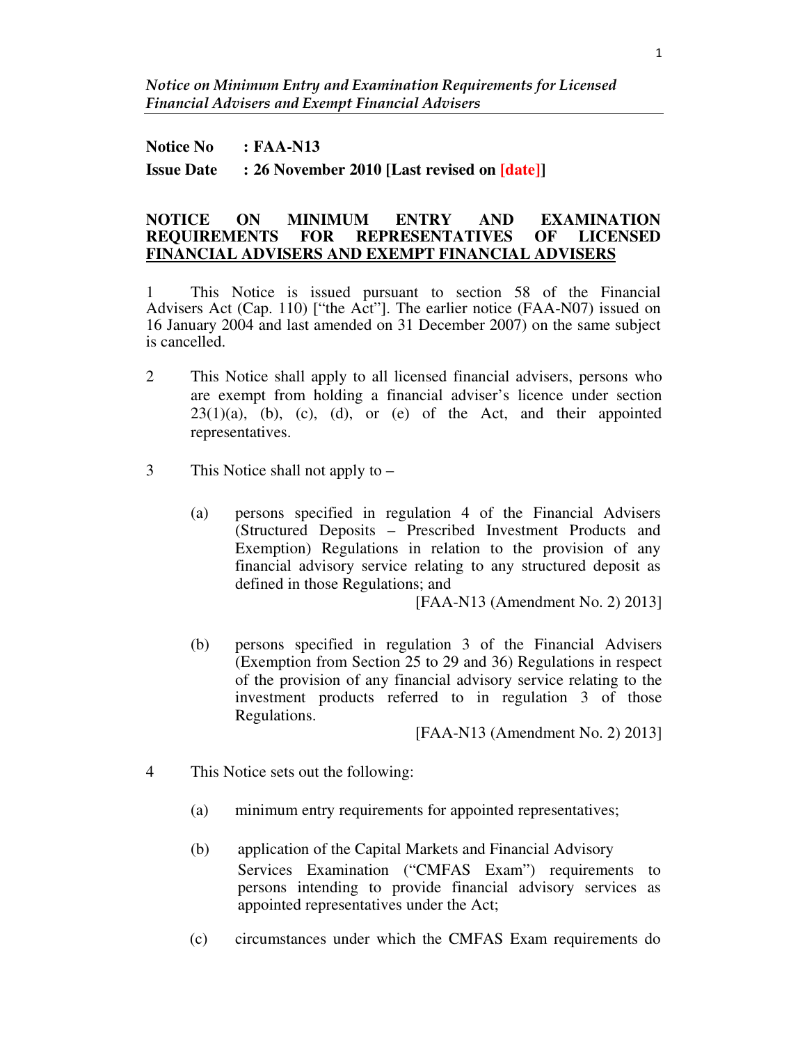*Notice on Minimum Entry and Examination Requirements for Licensed Financial Advisers and Exempt Financial Advisers*

**Notice No : FAA-N13**

**Issue Date : 26 November 2010 [Last revised on [date]]**

**NOTICE ON MINIMUM ENTRY AND EXAMINATION REQUIREMENTS FOR REPRESENTATIVES OF LICENSED FINANCIAL ADVISERS AND EXEMPT FINANCIAL ADVISERS**

1 This Notice is issued pursuant to section 58 of the Financial Advisers Act (Cap. 110) ["the Act"]. The earlier notice (FAA-N07) issued on 16 January 2004 and last amended on 31 December 2007) on the same subject is cancelled.

2 This Notice shall apply to all licensed financial advisers, persons who are exempt from holding a financial adviser's licence under section 23(1)(a), (b), (c), (d), or (e) of the Act, and their appointed representatives.

3 This Notice shall not apply to –

(a) persons specified in regulation 4 of the Financial Advisers (Structured Deposits – Prescribed Investment Products and Exemption) Regulations in relation to the provision of any financial advisory service relating to any structured deposit as defined in those Regulations; and

[FAA-N13 (Amendment No. 2) 2013]

(b) persons specified in regulation 3 of the Financial Advisers (Exemption from Section 25 to 29 and 36) Regulations in respect of the provision of any financial advisory service relating to the investment products referred to in regulation 3 of those Regulations.

[FAA-N13 (Amendment No. 2) 2013]

4 This Notice sets out the following:

(a) minimum entry requirements for appointed representatives;

(b) application of the Capital Markets and Financial Advisory Services Examination ("CMFAS Exam") requirements to persons intending to provide financial advisory services as appointed representatives under the Act;

(c) circumstances under which the CMFAS Exam requirements do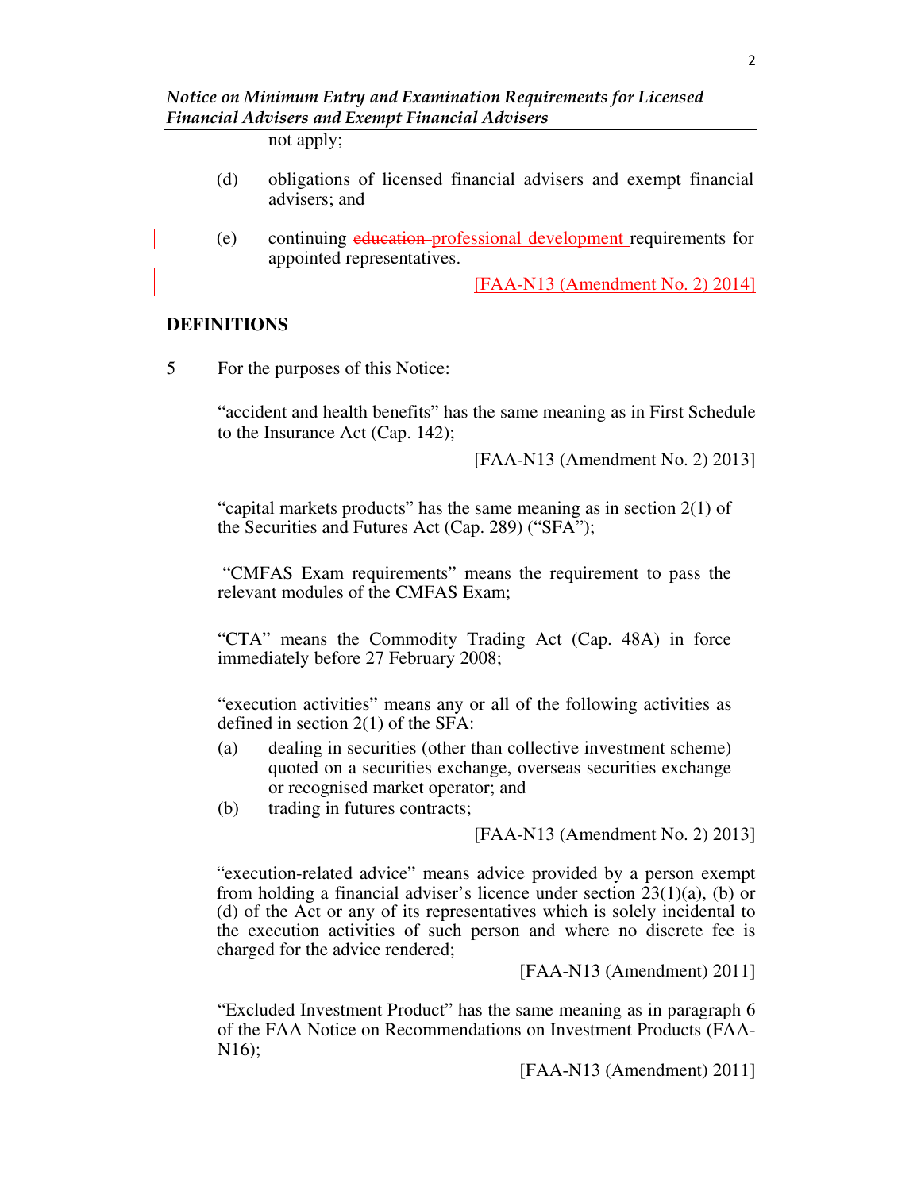not apply;

(d) obligations of licensed financial advisers and exempt financial advisers; and

(e) continuing ~~education~~ professional development requirements for appointed representatives.

[FAA-N13 (Amendment No. 2) 2014]

**DEFINITIONS**

5 For the purposes of this Notice:

"accident and health benefits" has the same meaning as in First Schedule to the Insurance Act (Cap. 142);

[FAA-N13 (Amendment No. 2) 2013]

"capital markets products" has the same meaning as in section 2(1) of the Securities and Futures Act (Cap. 289) ("SFA");

"CMFAS Exam requirements" means the requirement to pass the relevant modules of the CMFAS Exam;

"CTA" means the Commodity Trading Act (Cap. 48A) in force immediately before 27 February 2008;

"execution activities" means any or all of the following activities as defined in section 2(1) of the SFA:

(a) dealing in securities (other than collective investment scheme) quoted on a securities exchange, overseas securities exchange or recognised market operator; and

(b) trading in futures contracts;

[FAA-N13 (Amendment No. 2) 2013]

"execution-related advice" means advice provided by a person exempt from holding a financial adviser's licence under section 23(1)(a), (b) or (d) of the Act or any of its representatives which is solely incidental to the execution activities of such person and where no discrete fee is charged for the advice rendered;

[FAA-N13 (Amendment) 2011]

"Excluded Investment Product" has the same meaning as in paragraph 6 of the FAA Notice on Recommendations on Investment Products (FAA-N16);

[FAA-N13 (Amendment) 2011]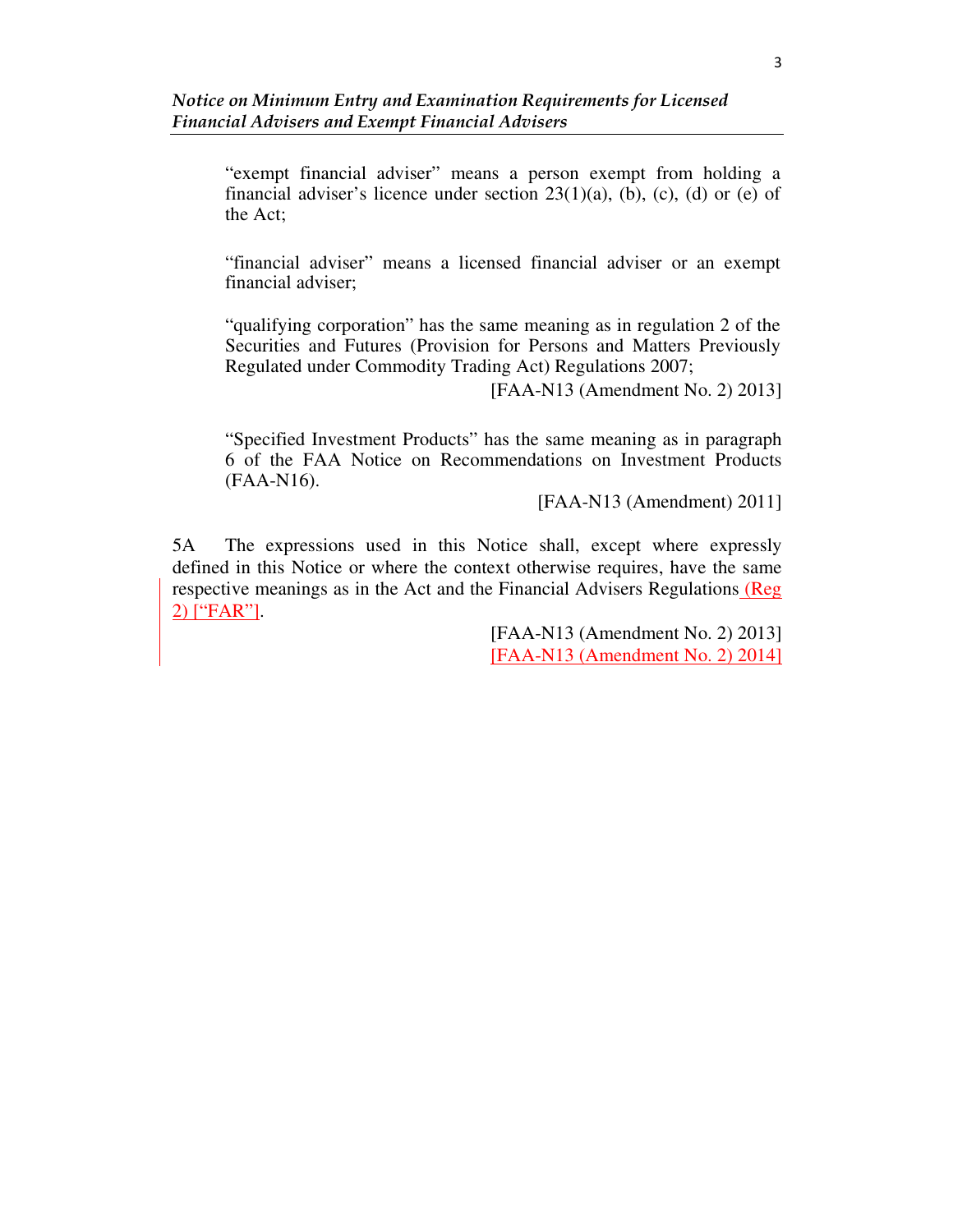"exempt financial adviser" means a person exempt from holding a financial adviser's licence under section 23(1)(a), (b), (c), (d) or (e) of the Act;

"financial adviser" means a licensed financial adviser or an exempt financial adviser;

"qualifying corporation" has the same meaning as in regulation 2 of the Securities and Futures (Provision for Persons and Matters Previously Regulated under Commodity Trading Act) Regulations 2007;

[FAA-N13 (Amendment No. 2) 2013]

"Specified Investment Products" has the same meaning as in paragraph 6 of the FAA Notice on Recommendations on Investment Products (FAA-N16).

[FAA-N13 (Amendment) 2011]

5A The expressions used in this Notice shall, except where expressly defined in this Notice or where the context otherwise requires, have the same respective meanings as in the Act and the Financial Advisers Regulations (Reg 2) ["FAR"].

[FAA-N13 (Amendment No. 2) 2013]
[FAA-N13 (Amendment No. 2) 2014]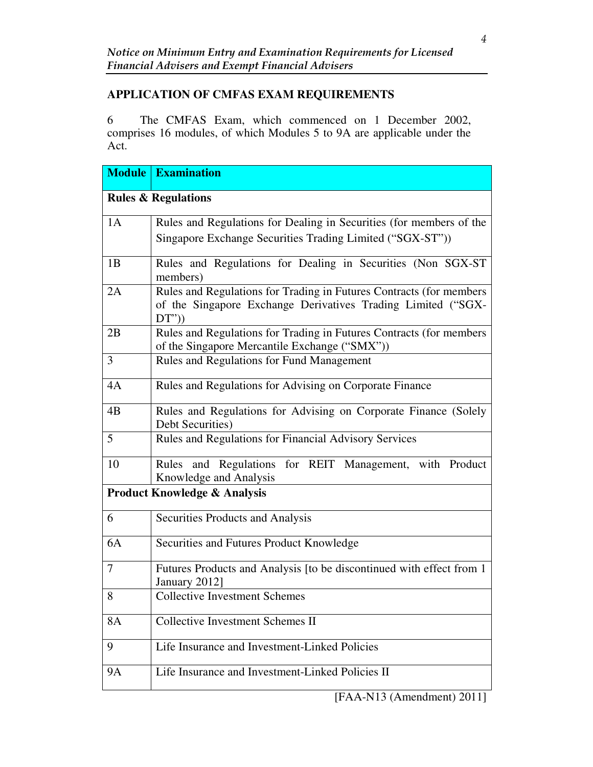## APPLICATION OF CMFAS EXAM REQUIREMENTS

6 The CMFAS Exam, which commenced on 1 December 2002, comprises 16 modules, of which Modules 5 to 9A are applicable under the Act.

| Module | Examination |
|---|---|
| **Rules & Regulations** | |
| 1A | Rules and Regulations for Dealing in Securities (for members of the Singapore Exchange Securities Trading Limited ("SGX-ST")) |
| 1B | Rules and Regulations for Dealing in Securities (Non SGX-ST members) |
| 2A | Rules and Regulations for Trading in Futures Contracts (for members of the Singapore Exchange Derivatives Trading Limited ("SGX-DT")) |
| 2B | Rules and Regulations for Trading in Futures Contracts (for members of the Singapore Mercantile Exchange ("SMX")) |
| 3 | Rules and Regulations for Fund Management |
| 4A | Rules and Regulations for Advising on Corporate Finance |
| 4B | Rules and Regulations for Advising on Corporate Finance (Solely Debt Securities) |
| 5 | Rules and Regulations for Financial Advisory Services |
| 10 | Rules and Regulations for REIT Management, with Product Knowledge and Analysis |
| **Product Knowledge & Analysis** | |
| 6 | Securities Products and Analysis |
| 6A | Securities and Futures Product Knowledge |
| 7 | Futures Products and Analysis [to be discontinued with effect from 1 January 2012] |
| 8 | Collective Investment Schemes |
| 8A | Collective Investment Schemes II |
| 9 | Life Insurance and Investment-Linked Policies |
| 9A | Life Insurance and Investment-Linked Policies II |

[FAA-N13 (Amendment) 2011]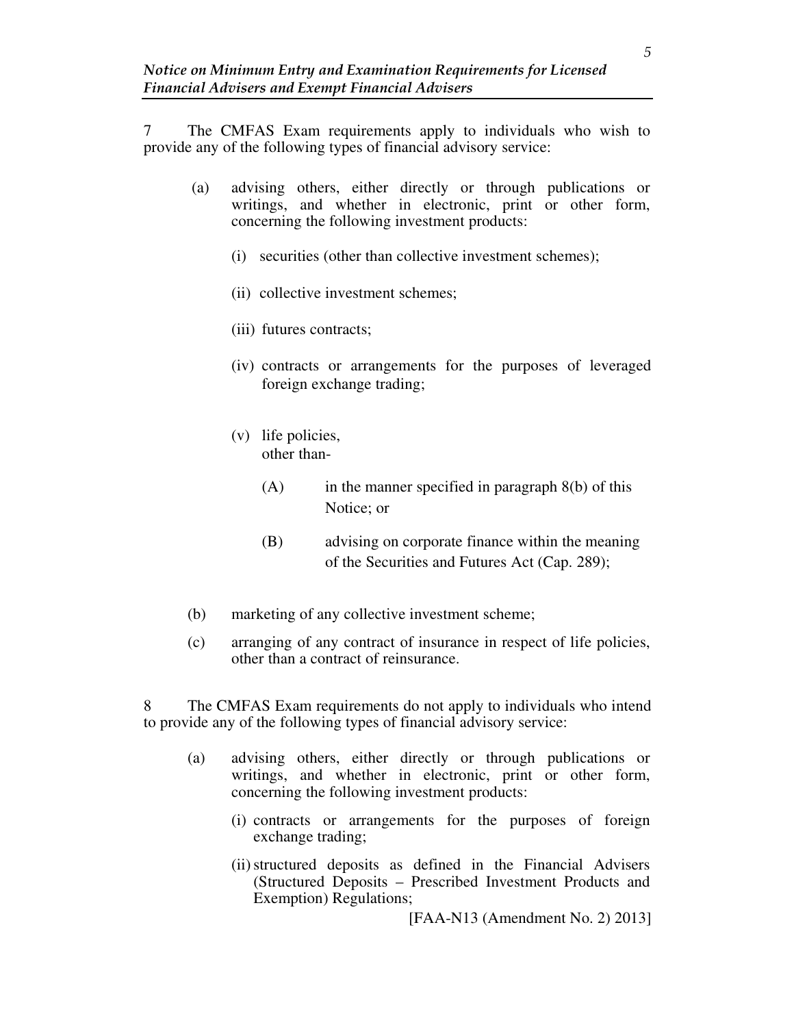7 The CMFAS Exam requirements apply to individuals who wish to provide any of the following types of financial advisory service:

(a) advising others, either directly or through publications or writings, and whether in electronic, print or other form, concerning the following investment products:

(i) securities (other than collective investment schemes);

(ii) collective investment schemes;

(iii) futures contracts;

(iv) contracts or arrangements for the purposes of leveraged foreign exchange trading;

(v) life policies,
other than-

(A) in the manner specified in paragraph 8(b) of this Notice; or

(B) advising on corporate finance within the meaning of the Securities and Futures Act (Cap. 289);

(b) marketing of any collective investment scheme;

(c) arranging of any contract of insurance in respect of life policies, other than a contract of reinsurance.

8 The CMFAS Exam requirements do not apply to individuals who intend to provide any of the following types of financial advisory service:

(a) advising others, either directly or through publications or writings, and whether in electronic, print or other form, concerning the following investment products:

(i) contracts or arrangements for the purposes of foreign exchange trading;

(ii) structured deposits as defined in the Financial Advisers (Structured Deposits – Prescribed Investment Products and Exemption) Regulations;

[FAA-N13 (Amendment No. 2) 2013]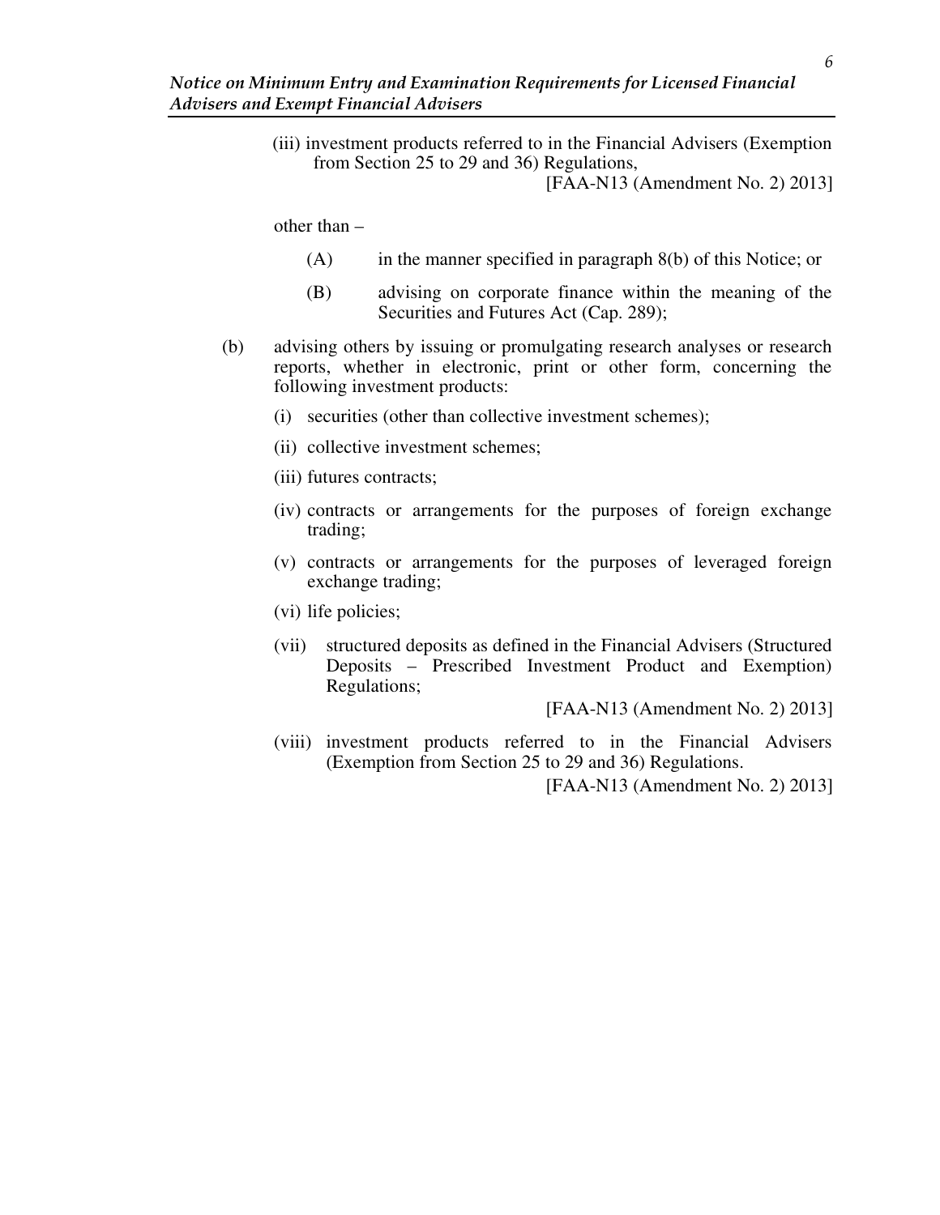(iii) investment products referred to in the Financial Advisers (Exemption from Section 25 to 29 and 36) Regulations,

[FAA-N13 (Amendment No. 2) 2013]

other than –

(A) in the manner specified in paragraph 8(b) of this Notice; or

(B) advising on corporate finance within the meaning of the Securities and Futures Act (Cap. 289);

(b) advising others by issuing or promulgating research analyses or research reports, whether in electronic, print or other form, concerning the following investment products:

(i) securities (other than collective investment schemes);

(ii) collective investment schemes;

(iii) futures contracts;

(iv) contracts or arrangements for the purposes of foreign exchange trading;

(v) contracts or arrangements for the purposes of leveraged foreign exchange trading;

(vi) life policies;

(vii) structured deposits as defined in the Financial Advisers (Structured Deposits – Prescribed Investment Product and Exemption) Regulations;

[FAA-N13 (Amendment No. 2) 2013]

(viii) investment products referred to in the Financial Advisers (Exemption from Section 25 to 29 and 36) Regulations.

[FAA-N13 (Amendment No. 2) 2013]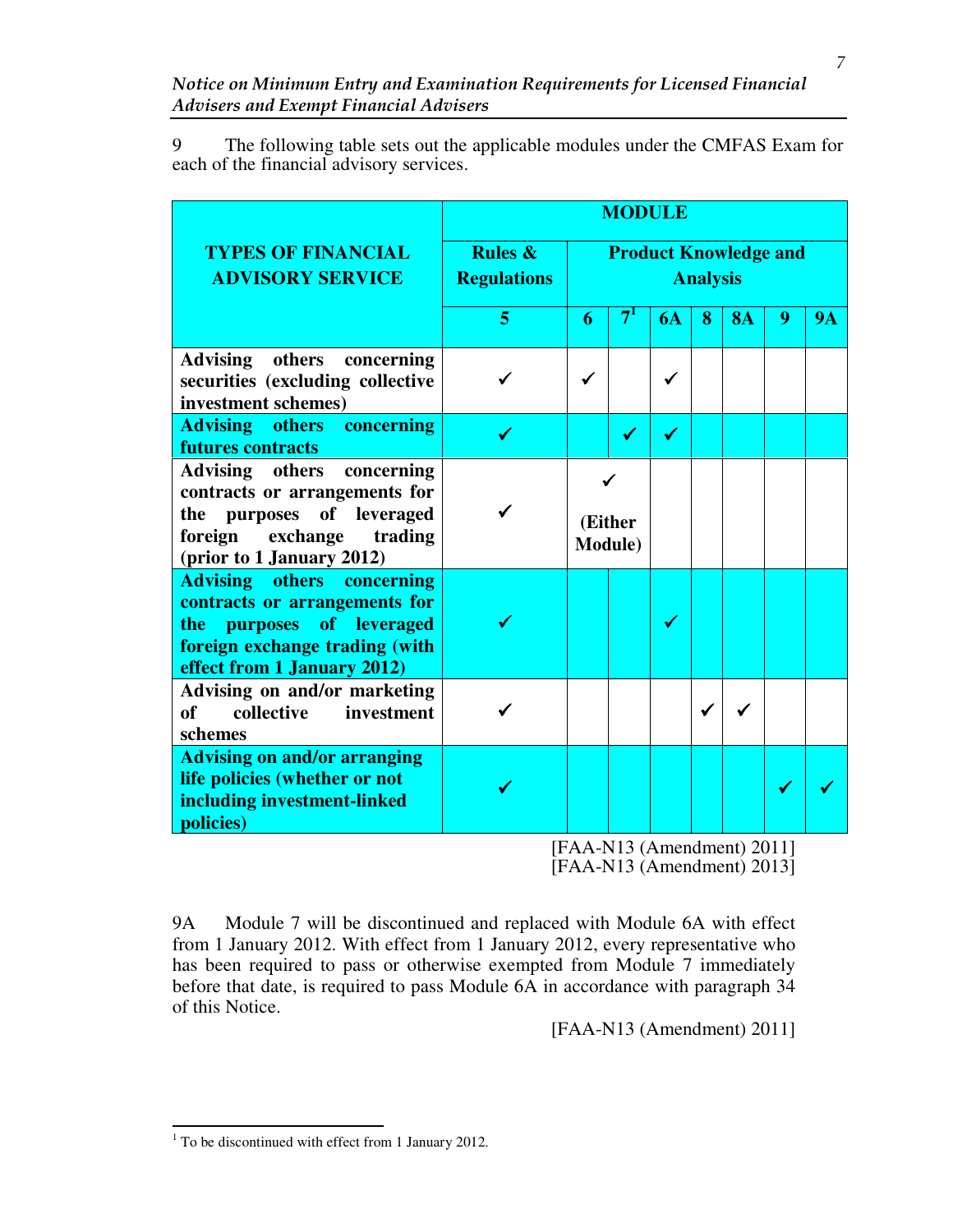9 The following table sets out the applicable modules under the CMFAS Exam for each of the financial advisory services.

| TYPES OF FINANCIAL ADVISORY SERVICE | MODULE | | | | | | | |
|---|---|---|---|---|---|---|---|---|
| | Rules & Regulations | Product Knowledge and Analysis | | | | | | |
| | 5 | 6 | 7[1] | 6A | 8 | 8A | 9 | 9A |
| Advising others concerning securities (excluding collective investment schemes) | ✓ | ✓ | | ✓ | | | | |
| Advising others concerning futures contracts | ✓ | | ✓ | ✓ | | | | |
| Advising others concerning contracts or arrangements for the purposes of leveraged foreign exchange trading (prior to 1 January 2012) | ✓ | ✓ (Either Module) | ✓ (Either Module) | | | | | |
| Advising others concerning contracts or arrangements for the purposes of leveraged foreign exchange trading (with effect from 1 January 2012) | ✓ | | | ✓ | | | | |
| Advising on and/or marketing of collective investment schemes | ✓ | | | | ✓ | ✓ | | |
| Advising on and/or arranging life policies (whether or not including investment-linked policies) | ✓ | | | | | | ✓ | ✓ |

[FAA-N13 (Amendment) 2011]
[FAA-N13 (Amendment) 2013]

9A Module 7 will be discontinued and replaced with Module 6A with effect from 1 January 2012. With effect from 1 January 2012, every representative who has been required to pass or otherwise exempted from Module 7 immediately before that date, is required to pass Module 6A in accordance with paragraph 34 of this Notice.

[FAA-N13 (Amendment) 2011]

[1] To be discontinued with effect from 1 January 2012.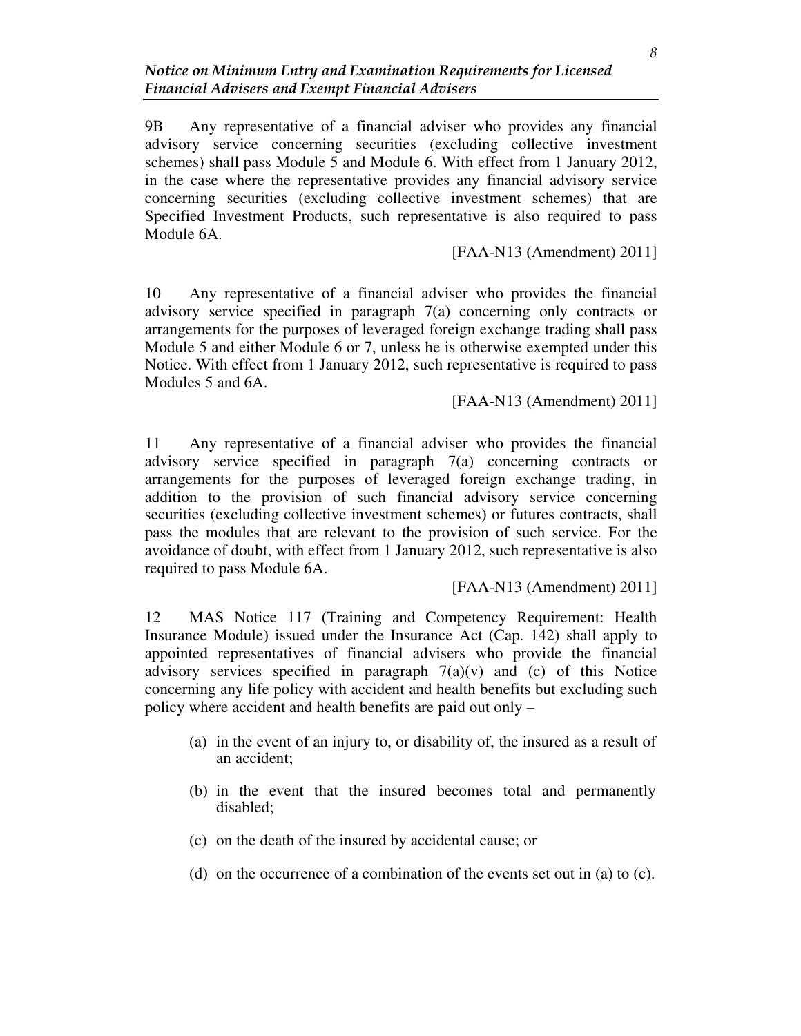9B Any representative of a financial adviser who provides any financial advisory service concerning securities (excluding collective investment schemes) shall pass Module 5 and Module 6. With effect from 1 January 2012, in the case where the representative provides any financial advisory service concerning securities (excluding collective investment schemes) that are Specified Investment Products, such representative is also required to pass Module 6A.

[FAA-N13 (Amendment) 2011]

10 Any representative of a financial adviser who provides the financial advisory service specified in paragraph 7(a) concerning only contracts or arrangements for the purposes of leveraged foreign exchange trading shall pass Module 5 and either Module 6 or 7, unless he is otherwise exempted under this Notice. With effect from 1 January 2012, such representative is required to pass Modules 5 and 6A.

[FAA-N13 (Amendment) 2011]

11 Any representative of a financial adviser who provides the financial advisory service specified in paragraph 7(a) concerning contracts or arrangements for the purposes of leveraged foreign exchange trading, in addition to the provision of such financial advisory service concerning securities (excluding collective investment schemes) or futures contracts, shall pass the modules that are relevant to the provision of such service. For the avoidance of doubt, with effect from 1 January 2012, such representative is also required to pass Module 6A.

[FAA-N13 (Amendment) 2011]

12 MAS Notice 117 (Training and Competency Requirement: Health Insurance Module) issued under the Insurance Act (Cap. 142) shall apply to appointed representatives of financial advisers who provide the financial advisory services specified in paragraph 7(a)(v) and (c) of this Notice concerning any life policy with accident and health benefits but excluding such policy where accident and health benefits are paid out only –

(a) in the event of an injury to, or disability of, the insured as a result of an accident;

(b) in the event that the insured becomes total and permanently disabled;

(c) on the death of the insured by accidental cause; or

(d) on the occurrence of a combination of the events set out in (a) to (c).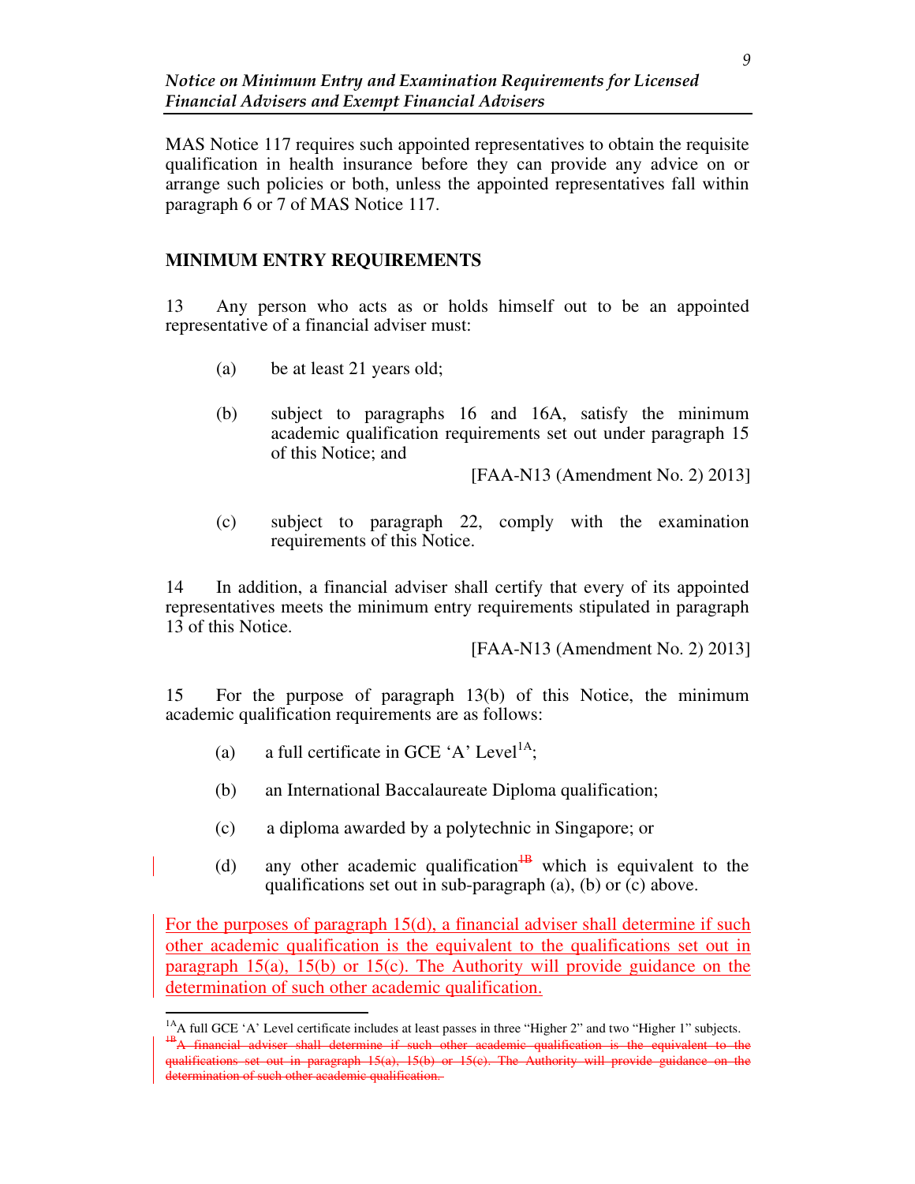MAS Notice 117 requires such appointed representatives to obtain the requisite qualification in health insurance before they can provide any advice on or arrange such policies or both, unless the appointed representatives fall within paragraph 6 or 7 of MAS Notice 117.

## MINIMUM ENTRY REQUIREMENTS

13 Any person who acts as or holds himself out to be an appointed representative of a financial adviser must:

(a) be at least 21 years old;

(b) subject to paragraphs 16 and 16A, satisfy the minimum academic qualification requirements set out under paragraph 15 of this Notice; and

[FAA-N13 (Amendment No. 2) 2013]

(c) subject to paragraph 22, comply with the examination requirements of this Notice.

14 In addition, a financial adviser shall certify that every of its appointed representatives meets the minimum entry requirements stipulated in paragraph 13 of this Notice.

[FAA-N13 (Amendment No. 2) 2013]

15 For the purpose of paragraph 13(b) of this Notice, the minimum academic qualification requirements are as follows:

(a) a full certificate in GCE 'A' Level[1A];

(b) an International Baccalaureate Diploma qualification;

(c) a diploma awarded by a polytechnic in Singapore; or

(d) any other academic qualification~~[1B]~~ which is equivalent to the qualifications set out in sub-paragraph (a), (b) or (c) above.

For the purposes of paragraph 15(d), a financial adviser shall determine if such other academic qualification is the equivalent to the qualifications set out in paragraph 15(a), 15(b) or 15(c). The Authority will provide guidance on the determination of such other academic qualification.

[1A] A full GCE 'A' Level certificate includes at least passes in three "Higher 2" and two "Higher 1" subjects.

~~[1B] A financial adviser shall determine if such other academic qualification is the equivalent to the qualifications set out in paragraph 15(a), 15(b) or 15(c). The Authority will provide guidance on the determination of such other academic qualification.~~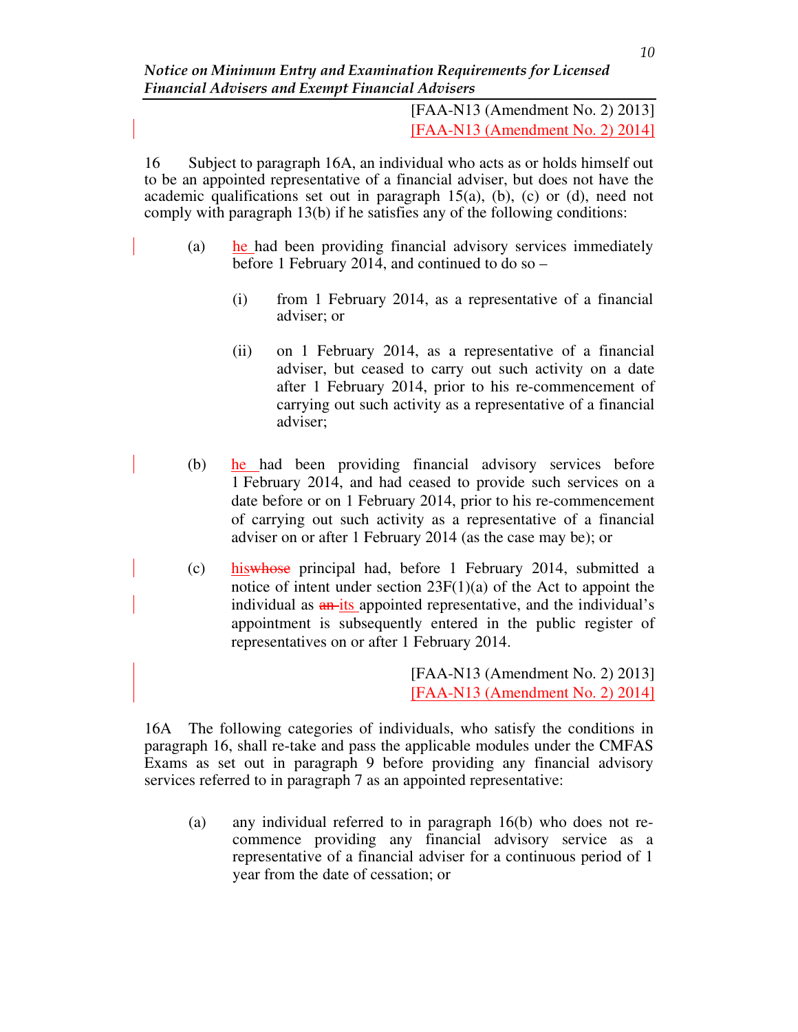[FAA-N13 (Amendment No. 2) 2013]
[FAA-N13 (Amendment No. 2) 2014]

16 Subject to paragraph 16A, an individual who acts as or holds himself out to be an appointed representative of a financial adviser, but does not have the academic qualifications set out in paragraph 15(a), (b), (c) or (d), need not comply with paragraph 13(b) if he satisfies any of the following conditions:

(a) he had been providing financial advisory services immediately before 1 February 2014, and continued to do so –

(i) from 1 February 2014, as a representative of a financial adviser; or

(ii) on 1 February 2014, as a representative of a financial adviser, but ceased to carry out such activity on a date after 1 February 2014, prior to his re-commencement of carrying out such activity as a representative of a financial adviser;

(b) he had been providing financial advisory services before 1 February 2014, and had ceased to provide such services on a date before or on 1 February 2014, prior to his re-commencement of carrying out such activity as a representative of a financial adviser on or after 1 February 2014 (as the case may be); or

(c) ~~whose~~ his principal had, before 1 February 2014, submitted a notice of intent under section 23F(1)(a) of the Act to appoint the individual as ~~an~~ its appointed representative, and the individual's appointment is subsequently entered in the public register of representatives on or after 1 February 2014.

[FAA-N13 (Amendment No. 2) 2013]
[FAA-N13 (Amendment No. 2) 2014]

16A The following categories of individuals, who satisfy the conditions in paragraph 16, shall re-take and pass the applicable modules under the CMFAS Exams as set out in paragraph 9 before providing any financial advisory services referred to in paragraph 7 as an appointed representative:

(a) any individual referred to in paragraph 16(b) who does not re-commence providing any financial advisory service as a representative of a financial adviser for a continuous period of 1 year from the date of cessation; or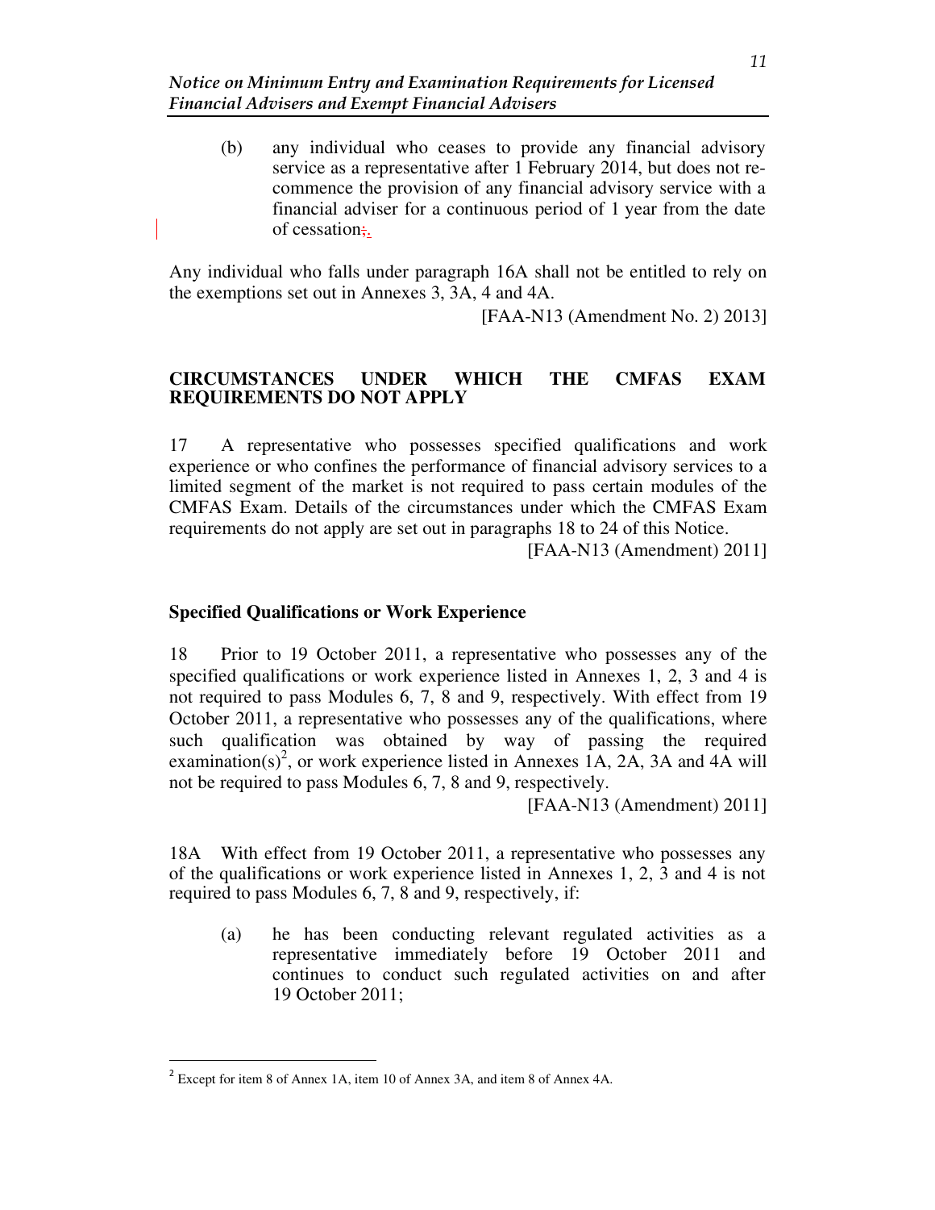(b) any individual who ceases to provide any financial advisory service as a representative after 1 February 2014, but does not re-commence the provision of any financial advisory service with a financial adviser for a continuous period of 1 year from the date of cessation;.

Any individual who falls under paragraph 16A shall not be entitled to rely on the exemptions set out in Annexes 3, 3A, 4 and 4A.

[FAA-N13 (Amendment No. 2) 2013]

## CIRCUMSTANCES UNDER WHICH THE CMFAS EXAM REQUIREMENTS DO NOT APPLY

17 A representative who possesses specified qualifications and work experience or who confines the performance of financial advisory services to a limited segment of the market is not required to pass certain modules of the CMFAS Exam. Details of the circumstances under which the CMFAS Exam requirements do not apply are set out in paragraphs 18 to 24 of this Notice.

[FAA-N13 (Amendment) 2011]

### Specified Qualifications or Work Experience

18 Prior to 19 October 2011, a representative who possesses any of the specified qualifications or work experience listed in Annexes 1, 2, 3 and 4 is not required to pass Modules 6, 7, 8 and 9, respectively. With effect from 19 October 2011, a representative who possesses any of the qualifications, where such qualification was obtained by way of passing the required examination(s)[2], or work experience listed in Annexes 1A, 2A, 3A and 4A will not be required to pass Modules 6, 7, 8 and 9, respectively.

[FAA-N13 (Amendment) 2011]

18A With effect from 19 October 2011, a representative who possesses any of the qualifications or work experience listed in Annexes 1, 2, 3 and 4 is not required to pass Modules 6, 7, 8 and 9, respectively, if:

(a) he has been conducting relevant regulated activities as a representative immediately before 19 October 2011 and continues to conduct such regulated activities on and after 19 October 2011;

---

[2] Except for item 8 of Annex 1A, item 10 of Annex 3A, and item 8 of Annex 4A.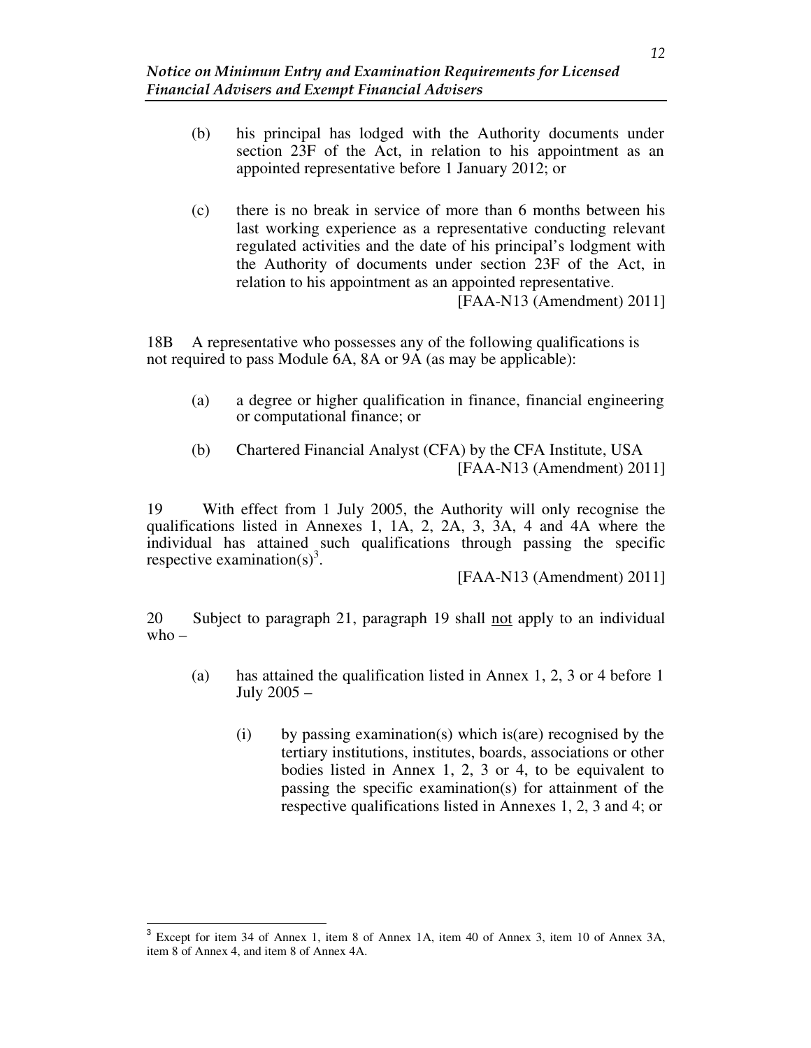(b) his principal has lodged with the Authority documents under section 23F of the Act, in relation to his appointment as an appointed representative before 1 January 2012; or

(c) there is no break in service of more than 6 months between his last working experience as a representative conducting relevant regulated activities and the date of his principal's lodgment with the Authority of documents under section 23F of the Act, in relation to his appointment as an appointed representative.

[FAA-N13 (Amendment) 2011]

18B A representative who possesses any of the following qualifications is not required to pass Module 6A, 8A or 9A (as may be applicable):

(a) a degree or higher qualification in finance, financial engineering or computational finance; or

(b) Chartered Financial Analyst (CFA) by the CFA Institute, USA

[FAA-N13 (Amendment) 2011]

19 With effect from 1 July 2005, the Authority will only recognise the qualifications listed in Annexes 1, 1A, 2, 2A, 3, 3A, 4 and 4A where the individual has attained such qualifications through passing the specific respective examination(s)[3].

[FAA-N13 (Amendment) 2011]

20 Subject to paragraph 21, paragraph 19 shall <u>not</u> apply to an individual who –

(a) has attained the qualification listed in Annex 1, 2, 3 or 4 before 1 July 2005 –

(i) by passing examination(s) which is(are) recognised by the tertiary institutions, institutes, boards, associations or other bodies listed in Annex 1, 2, 3 or 4, to be equivalent to passing the specific examination(s) for attainment of the respective qualifications listed in Annexes 1, 2, 3 and 4; or

---

[3] Except for item 34 of Annex 1, item 8 of Annex 1A, item 40 of Annex 3, item 10 of Annex 3A, item 8 of Annex 4, and item 8 of Annex 4A.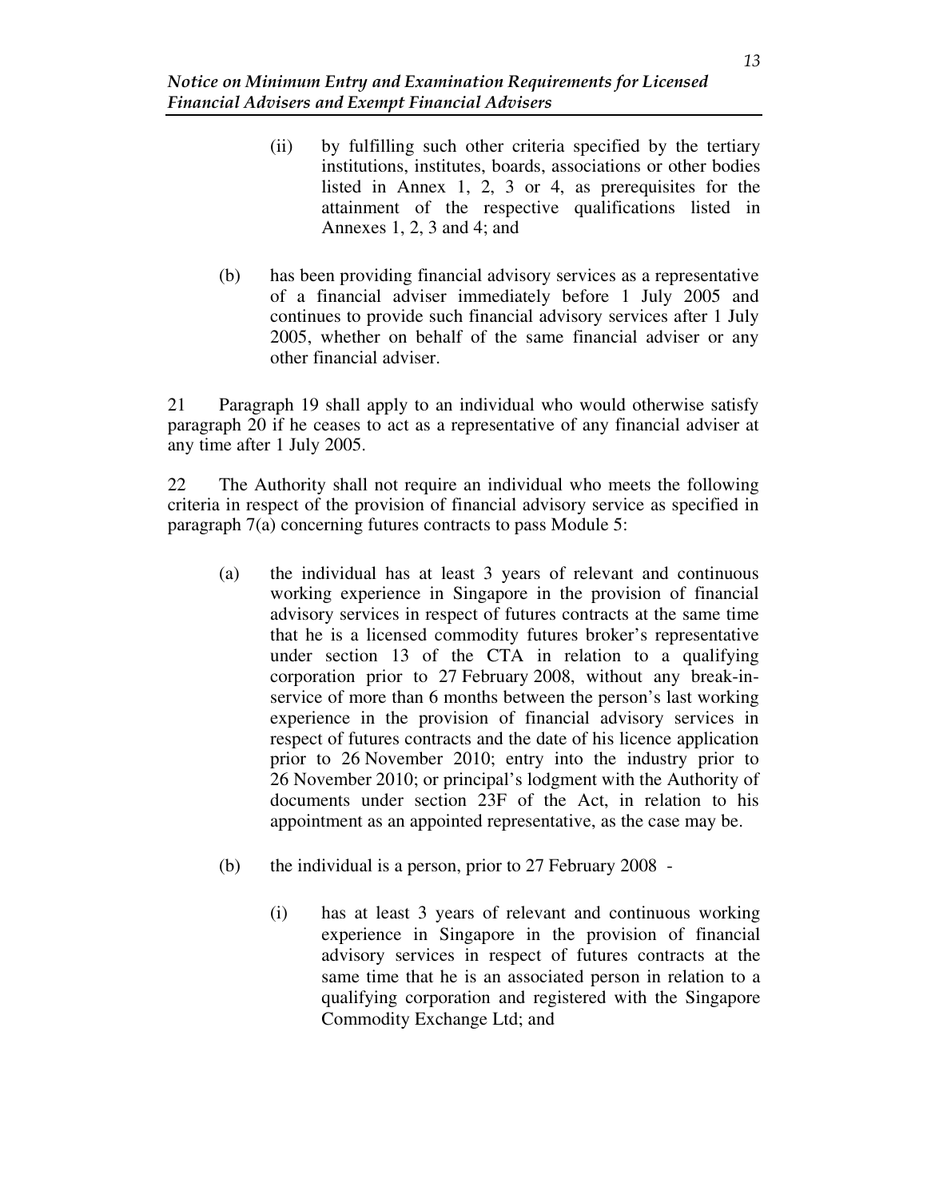(ii) by fulfilling such other criteria specified by the tertiary institutions, institutes, boards, associations or other bodies listed in Annex 1, 2, 3 or 4, as prerequisites for the attainment of the respective qualifications listed in Annexes 1, 2, 3 and 4; and

(b) has been providing financial advisory services as a representative of a financial adviser immediately before 1 July 2005 and continues to provide such financial advisory services after 1 July 2005, whether on behalf of the same financial adviser or any other financial adviser.

21 Paragraph 19 shall apply to an individual who would otherwise satisfy paragraph 20 if he ceases to act as a representative of any financial adviser at any time after 1 July 2005.

22 The Authority shall not require an individual who meets the following criteria in respect of the provision of financial advisory service as specified in paragraph 7(a) concerning futures contracts to pass Module 5:

(a) the individual has at least 3 years of relevant and continuous working experience in Singapore in the provision of financial advisory services in respect of futures contracts at the same time that he is a licensed commodity futures broker's representative under section 13 of the CTA in relation to a qualifying corporation prior to 27 February 2008, without any break-in-service of more than 6 months between the person's last working experience in the provision of financial advisory services in respect of futures contracts and the date of his licence application prior to 26 November 2010; entry into the industry prior to 26 November 2010; or principal's lodgment with the Authority of documents under section 23F of the Act, in relation to his appointment as an appointed representative, as the case may be.

(b) the individual is a person, prior to 27 February 2008 -

(i) has at least 3 years of relevant and continuous working experience in Singapore in the provision of financial advisory services in respect of futures contracts at the same time that he is an associated person in relation to a qualifying corporation and registered with the Singapore Commodity Exchange Ltd; and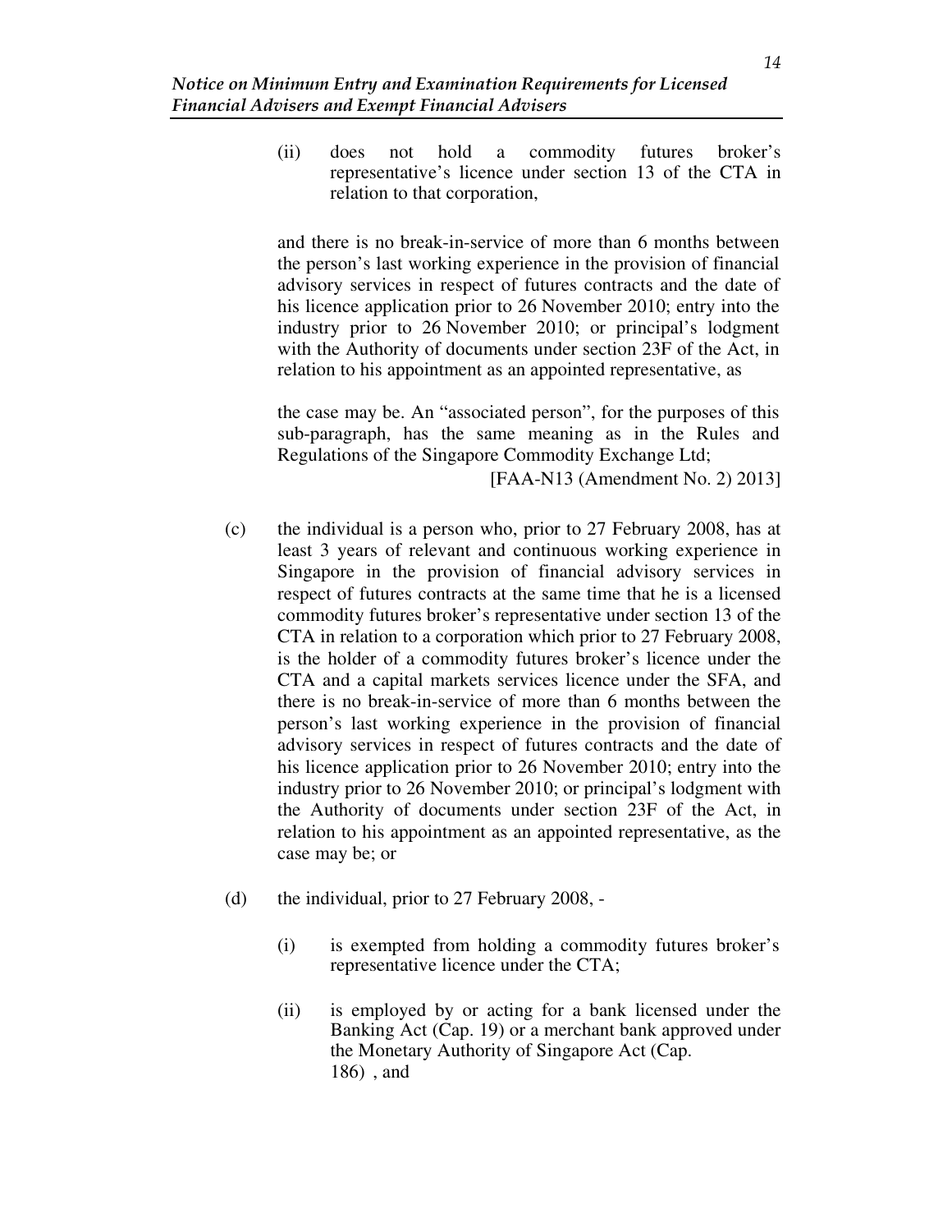(ii) does not hold a commodity futures broker's representative's licence under section 13 of the CTA in relation to that corporation,

and there is no break-in-service of more than 6 months between the person's last working experience in the provision of financial advisory services in respect of futures contracts and the date of his licence application prior to 26 November 2010; entry into the industry prior to 26 November 2010; or principal's lodgment with the Authority of documents under section 23F of the Act, in relation to his appointment as an appointed representative, as

the case may be. An "associated person", for the purposes of this sub-paragraph, has the same meaning as in the Rules and Regulations of the Singapore Commodity Exchange Ltd;

[FAA-N13 (Amendment No. 2) 2013]

(c) the individual is a person who, prior to 27 February 2008, has at least 3 years of relevant and continuous working experience in Singapore in the provision of financial advisory services in respect of futures contracts at the same time that he is a licensed commodity futures broker's representative under section 13 of the CTA in relation to a corporation which prior to 27 February 2008, is the holder of a commodity futures broker's licence under the CTA and a capital markets services licence under the SFA, and there is no break-in-service of more than 6 months between the person's last working experience in the provision of financial advisory services in respect of futures contracts and the date of his licence application prior to 26 November 2010; entry into the industry prior to 26 November 2010; or principal's lodgment with the Authority of documents under section 23F of the Act, in relation to his appointment as an appointed representative, as the case may be; or

(d) the individual, prior to 27 February 2008, -

(i) is exempted from holding a commodity futures broker's representative licence under the CTA;

(ii) is employed by or acting for a bank licensed under the Banking Act (Cap. 19) or a merchant bank approved under the Monetary Authority of Singapore Act (Cap. 186) , and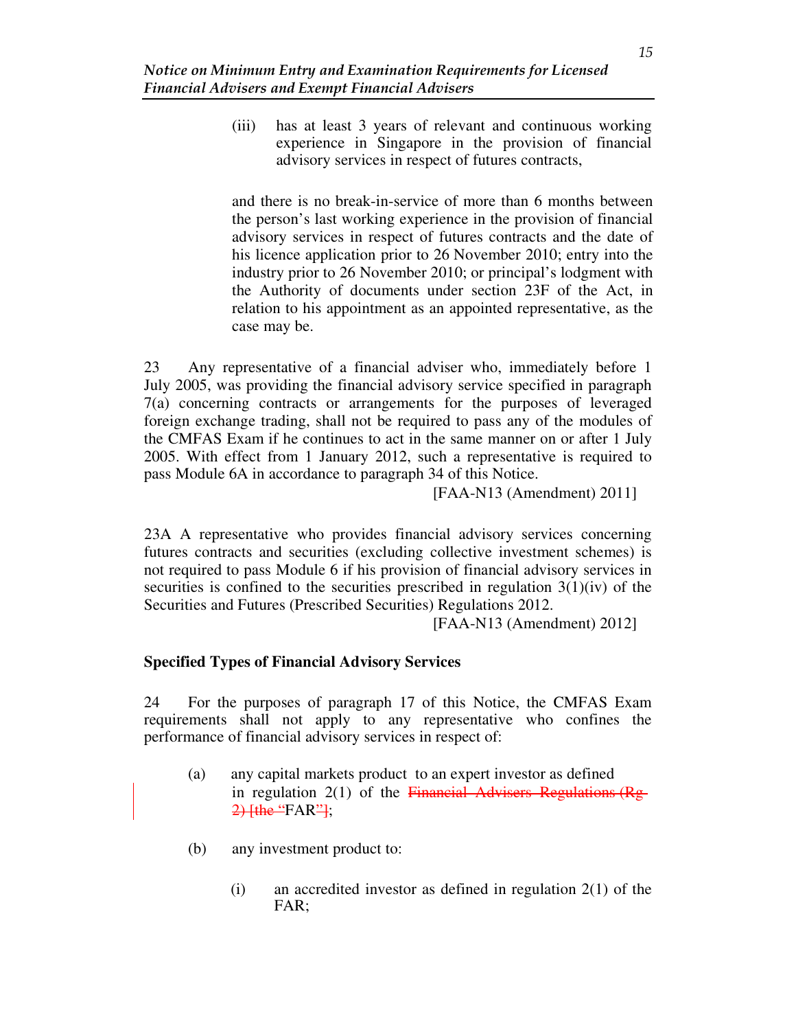(iii) has at least 3 years of relevant and continuous working experience in Singapore in the provision of financial advisory services in respect of futures contracts,

and there is no break-in-service of more than 6 months between the person's last working experience in the provision of financial advisory services in respect of futures contracts and the date of his licence application prior to 26 November 2010; entry into the industry prior to 26 November 2010; or principal's lodgment with the Authority of documents under section 23F of the Act, in relation to his appointment as an appointed representative, as the case may be.

23 Any representative of a financial adviser who, immediately before 1 July 2005, was providing the financial advisory service specified in paragraph 7(a) concerning contracts or arrangements for the purposes of leveraged foreign exchange trading, shall not be required to pass any of the modules of the CMFAS Exam if he continues to act in the same manner on or after 1 July 2005. With effect from 1 January 2012, such a representative is required to pass Module 6A in accordance to paragraph 34 of this Notice.

[FAA-N13 (Amendment) 2011]

23A A representative who provides financial advisory services concerning futures contracts and securities (excluding collective investment schemes) is not required to pass Module 6 if his provision of financial advisory services in securities is confined to the securities prescribed in regulation 3(1)(iv) of the Securities and Futures (Prescribed Securities) Regulations 2012.

[FAA-N13 (Amendment) 2012]

**Specified Types of Financial Advisory Services**

24 For the purposes of paragraph 17 of this Notice, the CMFAS Exam requirements shall not apply to any representative who confines the performance of financial advisory services in respect of:

(a) any capital markets product to an expert investor as defined in regulation 2(1) of the ~~Financial Advisers Regulations (Rg 2) [the "~~FAR~~"]~~;

(b) any investment product to:

(i) an accredited investor as defined in regulation 2(1) of the FAR;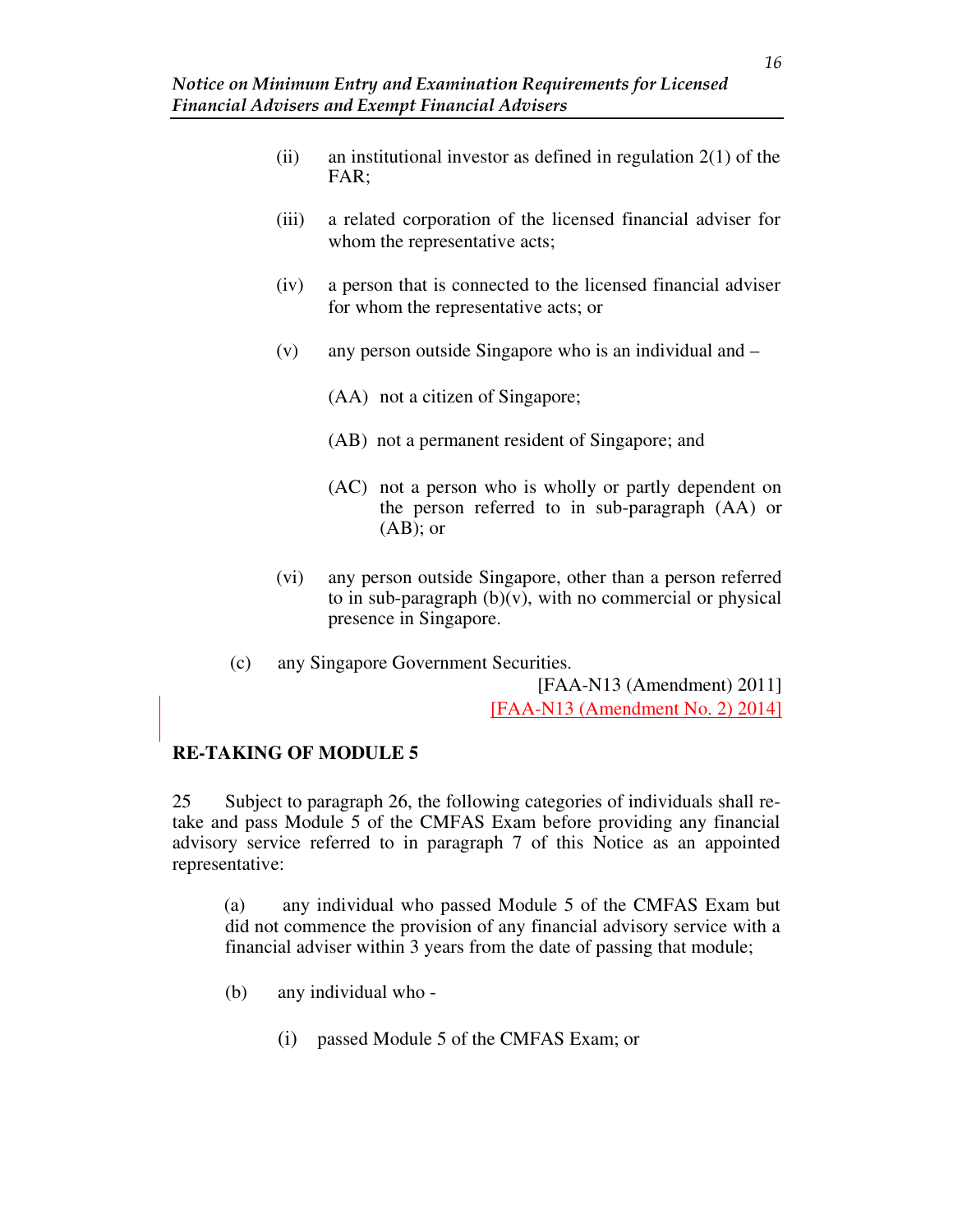(ii) an institutional investor as defined in regulation 2(1) of the FAR;

(iii) a related corporation of the licensed financial adviser for whom the representative acts;

(iv) a person that is connected to the licensed financial adviser for whom the representative acts; or

(v) any person outside Singapore who is an individual and –

(AA) not a citizen of Singapore;

(AB) not a permanent resident of Singapore; and

(AC) not a person who is wholly or partly dependent on the person referred to in sub-paragraph (AA) or (AB); or

(vi) any person outside Singapore, other than a person referred to in sub-paragraph (b)(v), with no commercial or physical presence in Singapore.

(c) any Singapore Government Securities.

[FAA-N13 (Amendment) 2011]
[FAA-N13 (Amendment No. 2) 2014]

**RE-TAKING OF MODULE 5**

25 Subject to paragraph 26, the following categories of individuals shall re-take and pass Module 5 of the CMFAS Exam before providing any financial advisory service referred to in paragraph 7 of this Notice as an appointed representative:

(a) any individual who passed Module 5 of the CMFAS Exam but did not commence the provision of any financial advisory service with a financial adviser within 3 years from the date of passing that module;

(b) any individual who -

(i) passed Module 5 of the CMFAS Exam; or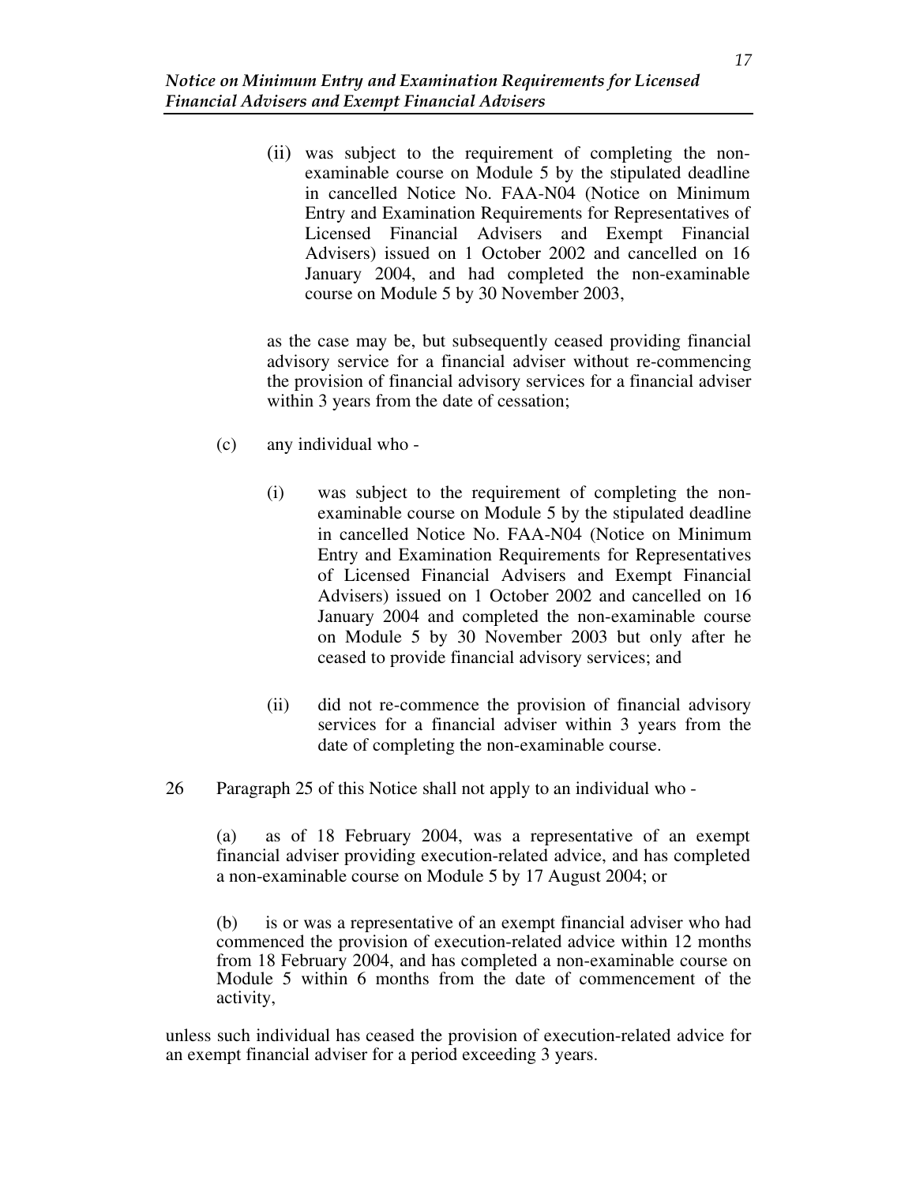(ii) was subject to the requirement of completing the non-examinable course on Module 5 by the stipulated deadline in cancelled Notice No. FAA-N04 (Notice on Minimum Entry and Examination Requirements for Representatives of Licensed Financial Advisers and Exempt Financial Advisers) issued on 1 October 2002 and cancelled on 16 January 2004, and had completed the non-examinable course on Module 5 by 30 November 2003,

as the case may be, but subsequently ceased providing financial advisory service for a financial adviser without re-commencing the provision of financial advisory services for a financial adviser within 3 years from the date of cessation;

(c) any individual who -

(i) was subject to the requirement of completing the non-examinable course on Module 5 by the stipulated deadline in cancelled Notice No. FAA-N04 (Notice on Minimum Entry and Examination Requirements for Representatives of Licensed Financial Advisers and Exempt Financial Advisers) issued on 1 October 2002 and cancelled on 16 January 2004 and completed the non-examinable course on Module 5 by 30 November 2003 but only after he ceased to provide financial advisory services; and

(ii) did not re-commence the provision of financial advisory services for a financial adviser within 3 years from the date of completing the non-examinable course.

26 Paragraph 25 of this Notice shall not apply to an individual who -

(a) as of 18 February 2004, was a representative of an exempt financial adviser providing execution-related advice, and has completed a non-examinable course on Module 5 by 17 August 2004; or

(b) is or was a representative of an exempt financial adviser who had commenced the provision of execution-related advice within 12 months from 18 February 2004, and has completed a non-examinable course on Module 5 within 6 months from the date of commencement of the activity,

unless such individual has ceased the provision of execution-related advice for an exempt financial adviser for a period exceeding 3 years.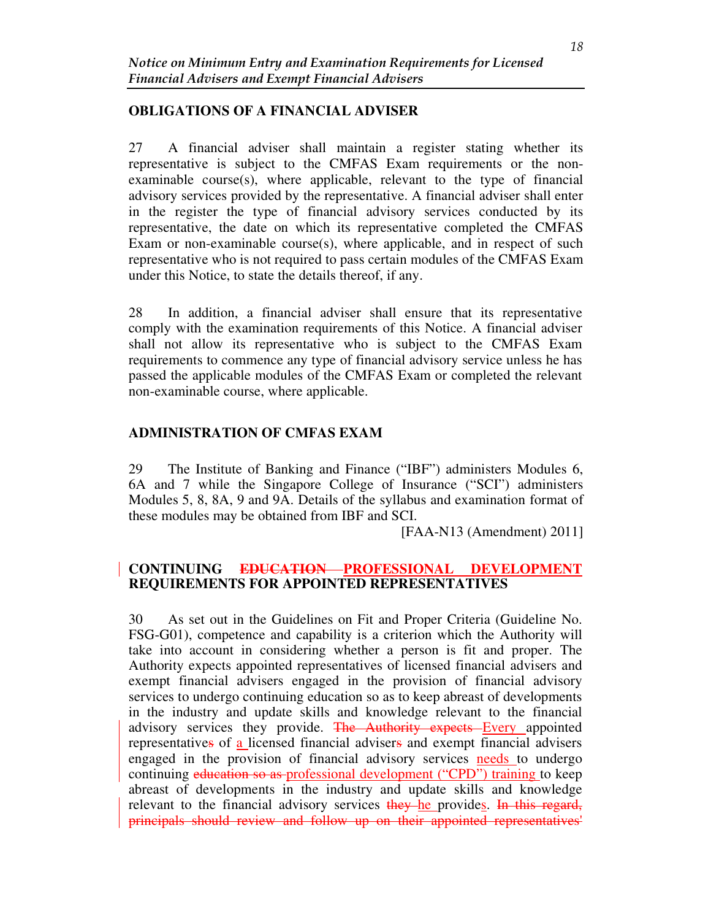## OBLIGATIONS OF A FINANCIAL ADVISER

27 A financial adviser shall maintain a register stating whether its representative is subject to the CMFAS Exam requirements or the non-examinable course(s), where applicable, relevant to the type of financial advisory services provided by the representative. A financial adviser shall enter in the register the type of financial advisory services conducted by its representative, the date on which its representative completed the CMFAS Exam or non-examinable course(s), where applicable, and in respect of such representative who is not required to pass certain modules of the CMFAS Exam under this Notice, to state the details thereof, if any.

28 In addition, a financial adviser shall ensure that its representative comply with the examination requirements of this Notice. A financial adviser shall not allow its representative who is subject to the CMFAS Exam requirements to commence any type of financial advisory service unless he has passed the applicable modules of the CMFAS Exam or completed the relevant non-examinable course, where applicable.

## ADMINISTRATION OF CMFAS EXAM

29 The Institute of Banking and Finance ("IBF") administers Modules 6, 6A and 7 while the Singapore College of Insurance ("SCI") administers Modules 5, 8, 8A, 9 and 9A. Details of the syllabus and examination format of these modules may be obtained from IBF and SCI.

[FAA-N13 (Amendment) 2011]

## CONTINUING ~~EDUCATION~~ <u>PROFESSIONAL DEVELOPMENT</u> REQUIREMENTS FOR APPOINTED REPRESENTATIVES

30 As set out in the Guidelines on Fit and Proper Criteria (Guideline No. FSG-G01), competence and capability is a criterion which the Authority will take into account in considering whether a person is fit and proper. The Authority expects appointed representatives of licensed financial advisers and exempt financial advisers engaged in the provision of financial advisory services to undergo continuing education so as to keep abreast of developments in the industry and update skills and knowledge relevant to the financial advisory services they provide. ~~The Authority expects~~ <u>Every</u> appointed representative~~s~~ of <u>a</u> licensed financial adviser~~s~~ and exempt financial advisers engaged in the provision of financial advisory services <u>needs</u> to undergo continuing ~~education so as~~ <u>professional development ("CPD") training</u> to keep abreast of developments in the industry and update skills and knowledge relevant to the financial advisory services ~~they~~ <u>he</u> provide<u>s</u>. ~~In this regard, principals should review and follow up on their appointed representatives'~~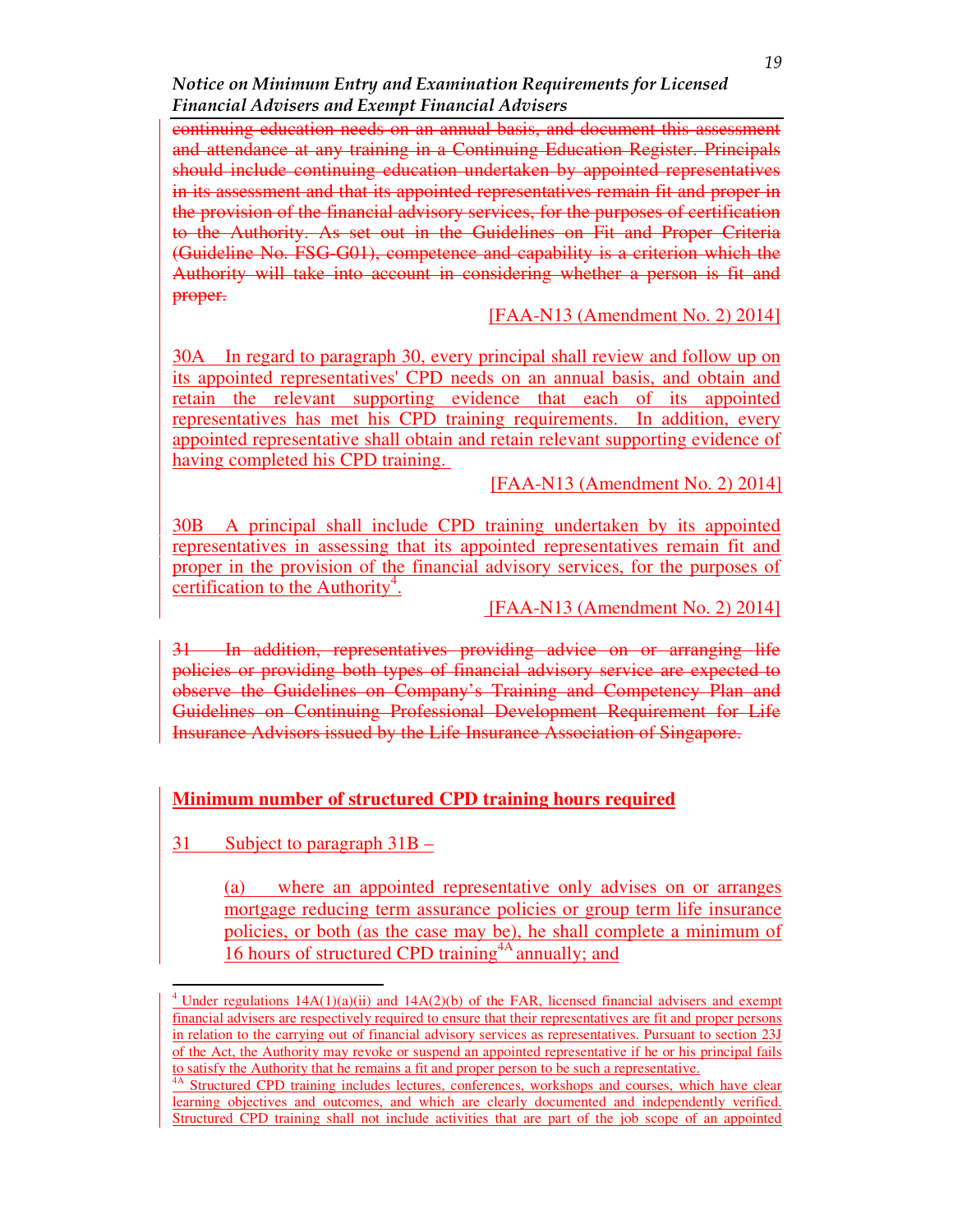~~continuing education needs on an annual basis, and document this assessment and attendance at any training in a Continuing Education Register. Principals should include continuing education undertaken by appointed representatives in its assessment and that its appointed representatives remain fit and proper in the provision of the financial advisory services, for the purposes of certification to the Authority. As set out in the Guidelines on Fit and Proper Criteria (Guideline No. FSG-G01), competence and capability is a criterion which the Authority will take into account in considering whether a person is fit and proper.~~

[FAA-N13 (Amendment No. 2) 2014]

30A In regard to paragraph 30, every principal shall review and follow up on its appointed representatives' CPD needs on an annual basis, and obtain and retain the relevant supporting evidence that each of its appointed representatives has met his CPD training requirements. In addition, every appointed representative shall obtain and retain relevant supporting evidence of having completed his CPD training.

[FAA-N13 (Amendment No. 2) 2014]

30B A principal shall include CPD training undertaken by its appointed representatives in assessing that its appointed representatives remain fit and proper in the provision of the financial advisory services, for the purposes of certification to the Authority[4].

[FAA-N13 (Amendment No. 2) 2014]

~~31 In addition, representatives providing advice on or arranging life policies or providing both types of financial advisory service are expected to observe the Guidelines on Company's Training and Competency Plan and Guidelines on Continuing Professional Development Requirement for Life Insurance Advisors issued by the Life Insurance Association of Singapore.~~

**Minimum number of structured CPD training hours required**

31 Subject to paragraph 31B –

(a) where an appointed representative only advises on or arranges mortgage reducing term assurance policies or group term life insurance policies, or both (as the case may be), he shall complete a minimum of 16 hours of structured CPD training[4A] annually; and

---

[4] Under regulations 14A(1)(a)(ii) and 14A(2)(b) of the FAR, licensed financial advisers and exempt financial advisers are respectively required to ensure that their representatives are fit and proper persons in relation to the carrying out of financial advisory services as representatives. Pursuant to section 23J of the Act, the Authority may revoke or suspend an appointed representative if he or his principal fails to satisfy the Authority that he remains a fit and proper person to be such a representative.

[4A] Structured CPD training includes lectures, conferences, workshops and courses, which have clear learning objectives and outcomes, and which are clearly documented and independently verified. Structured CPD training shall not include activities that are part of the job scope of an appointed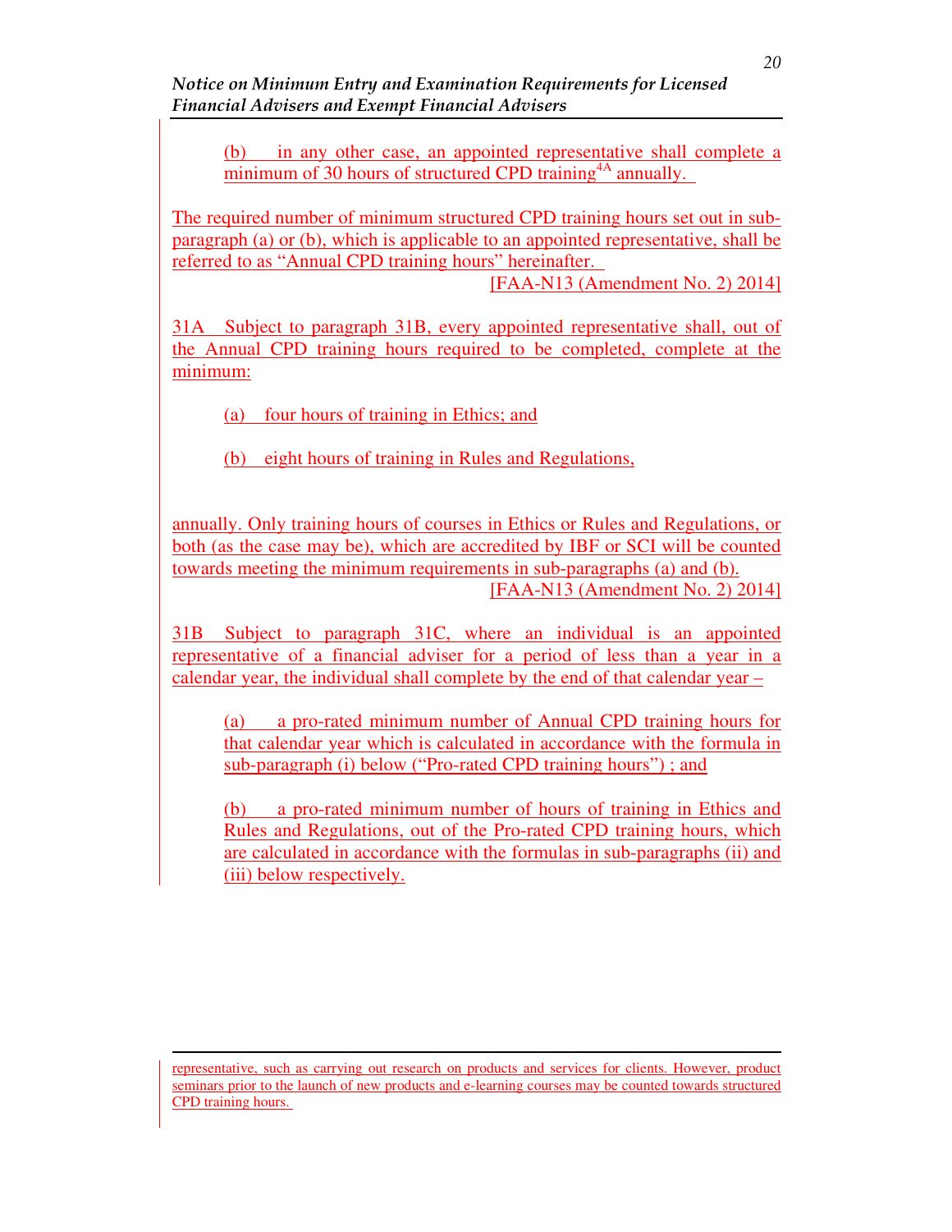(b) in any other case, an appointed representative shall complete a minimum of 30 hours of structured CPD training[4A] annually.

The required number of minimum structured CPD training hours set out in sub-paragraph (a) or (b), which is applicable to an appointed representative, shall be referred to as "Annual CPD training hours" hereinafter.

[FAA-N13 (Amendment No. 2) 2014]

31A Subject to paragraph 31B, every appointed representative shall, out of the Annual CPD training hours required to be completed, complete at the minimum:

(a) four hours of training in Ethics; and

(b) eight hours of training in Rules and Regulations,

annually. Only training hours of courses in Ethics or Rules and Regulations, or both (as the case may be), which are accredited by IBF or SCI will be counted towards meeting the minimum requirements in sub-paragraphs (a) and (b).

[FAA-N13 (Amendment No. 2) 2014]

31B Subject to paragraph 31C, where an individual is an appointed representative of a financial adviser for a period of less than a year in a calendar year, the individual shall complete by the end of that calendar year –

(a) a pro-rated minimum number of Annual CPD training hours for that calendar year which is calculated in accordance with the formula in sub-paragraph (i) below ("Pro-rated CPD training hours") ; and

(b) a pro-rated minimum number of hours of training in Ethics and Rules and Regulations, out of the Pro-rated CPD training hours, which are calculated in accordance with the formulas in sub-paragraphs (ii) and (iii) below respectively.

---

representative, such as carrying out research on products and services for clients. However, product seminars prior to the launch of new products and e-learning courses may be counted towards structured CPD training hours.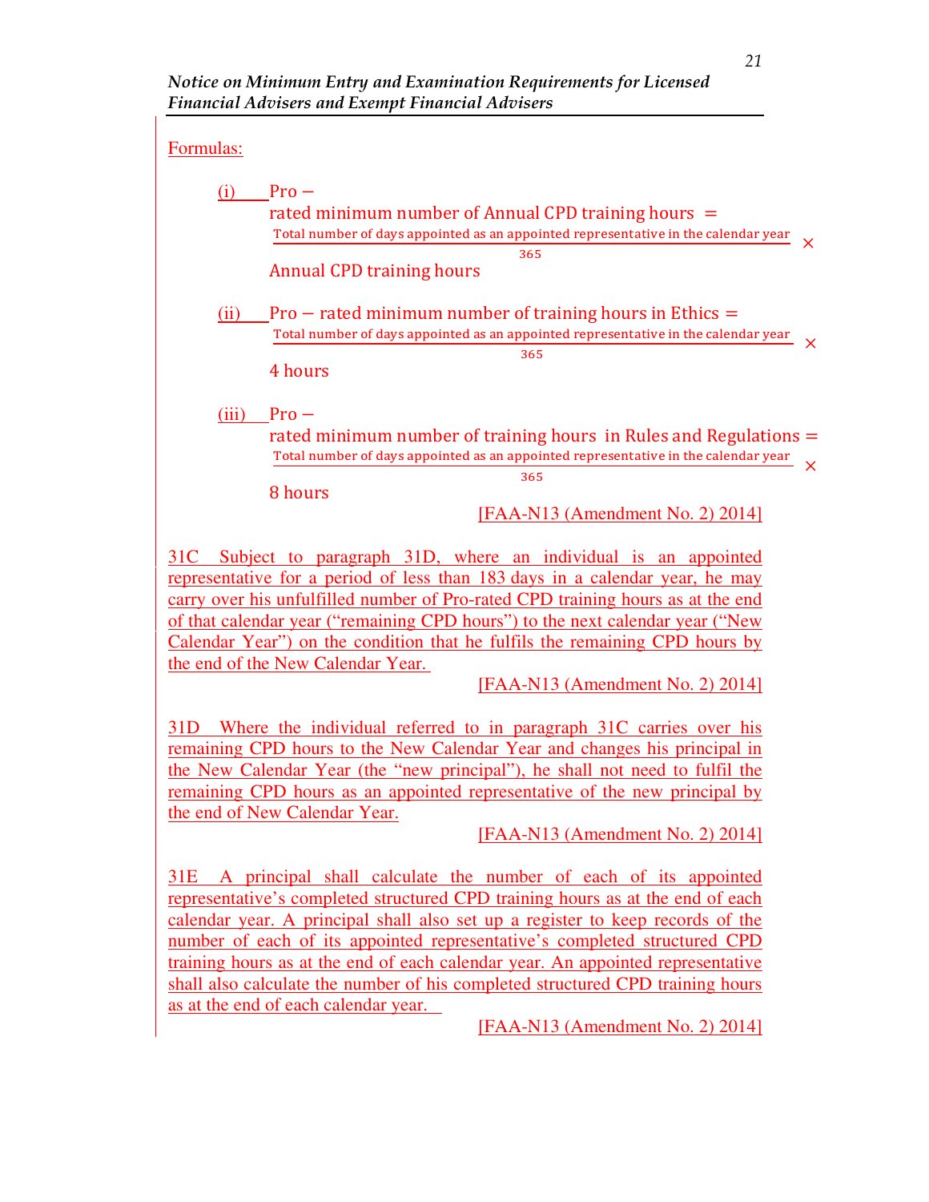Formulas:

(i) $$\text{Pro-rated minimum number of Annual CPD training hours} = \frac{\text{Total number of days appointed as an appointed representative in the calendar year}}{365} \times \text{Annual CPD training hours}$$

(ii) $$\text{Pro-rated minimum number of training hours in Ethics} = \frac{\text{Total number of days appointed as an appointed representative in the calendar year}}{365} \times 4 \text{ hours}$$

(iii) $$\text{Pro-rated minimum number of training hours in Rules and Regulations} = \frac{\text{Total number of days appointed as an appointed representative in the calendar year}}{365} \times 8 \text{ hours}$$

[FAA-N13 (Amendment No. 2) 2014]

31C Subject to paragraph 31D, where an individual is an appointed representative for a period of less than 183 days in a calendar year, he may carry over his unfulfilled number of Pro-rated CPD training hours as at the end of that calendar year ("remaining CPD hours") to the next calendar year ("New Calendar Year") on the condition that he fulfils the remaining CPD hours by the end of the New Calendar Year.

[FAA-N13 (Amendment No. 2) 2014]

31D Where the individual referred to in paragraph 31C carries over his remaining CPD hours to the New Calendar Year and changes his principal in the New Calendar Year (the "new principal"), he shall not need to fulfil the remaining CPD hours as an appointed representative of the new principal by the end of New Calendar Year.

[FAA-N13 (Amendment No. 2) 2014]

31E A principal shall calculate the number of each of its appointed representative's completed structured CPD training hours as at the end of each calendar year. A principal shall also set up a register to keep records of the number of each of its appointed representative's completed structured CPD training hours as at the end of each calendar year. An appointed representative shall also calculate the number of his completed structured CPD training hours as at the end of each calendar year.

[FAA-N13 (Amendment No. 2) 2014]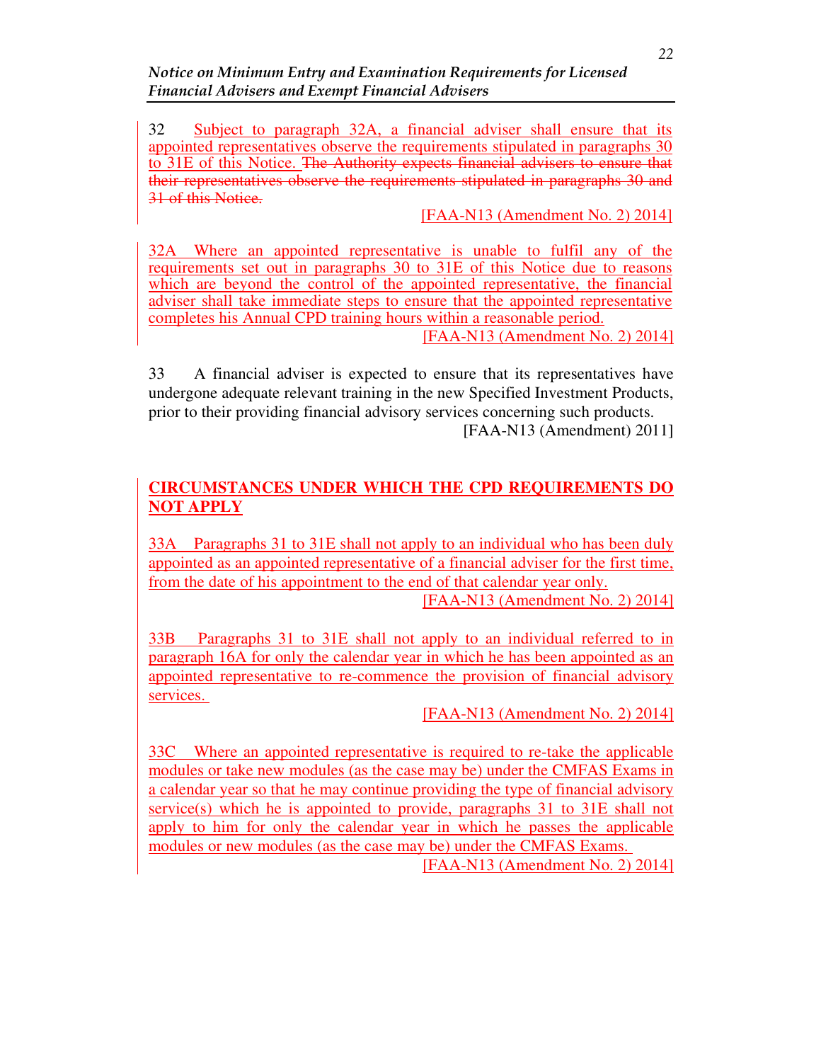32 Subject to paragraph 32A, a financial adviser shall ensure that its appointed representatives observe the requirements stipulated in paragraphs 30 to 31E of this Notice. ~~The Authority expects financial advisers to ensure that their representatives observe the requirements stipulated in paragraphs 30 and 31 of this Notice.~~

[FAA-N13 (Amendment No. 2) 2014]

32A Where an appointed representative is unable to fulfil any of the requirements set out in paragraphs 30 to 31E of this Notice due to reasons which are beyond the control of the appointed representative, the financial adviser shall take immediate steps to ensure that the appointed representative completes his Annual CPD training hours within a reasonable period.

[FAA-N13 (Amendment No. 2) 2014]

33 A financial adviser is expected to ensure that its representatives have undergone adequate relevant training in the new Specified Investment Products, prior to their providing financial advisory services concerning such products.

[FAA-N13 (Amendment) 2011]

## CIRCUMSTANCES UNDER WHICH THE CPD REQUIREMENTS DO NOT APPLY

33A Paragraphs 31 to 31E shall not apply to an individual who has been duly appointed as an appointed representative of a financial adviser for the first time, from the date of his appointment to the end of that calendar year only.

[FAA-N13 (Amendment No. 2) 2014]

33B Paragraphs 31 to 31E shall not apply to an individual referred to in paragraph 16A for only the calendar year in which he has been appointed as an appointed representative to re-commence the provision of financial advisory services.

[FAA-N13 (Amendment No. 2) 2014]

33C Where an appointed representative is required to re-take the applicable modules or take new modules (as the case may be) under the CMFAS Exams in a calendar year so that he may continue providing the type of financial advisory service(s) which he is appointed to provide, paragraphs 31 to 31E shall not apply to him for only the calendar year in which he passes the applicable modules or new modules (as the case may be) under the CMFAS Exams.

[FAA-N13 (Amendment No. 2) 2014]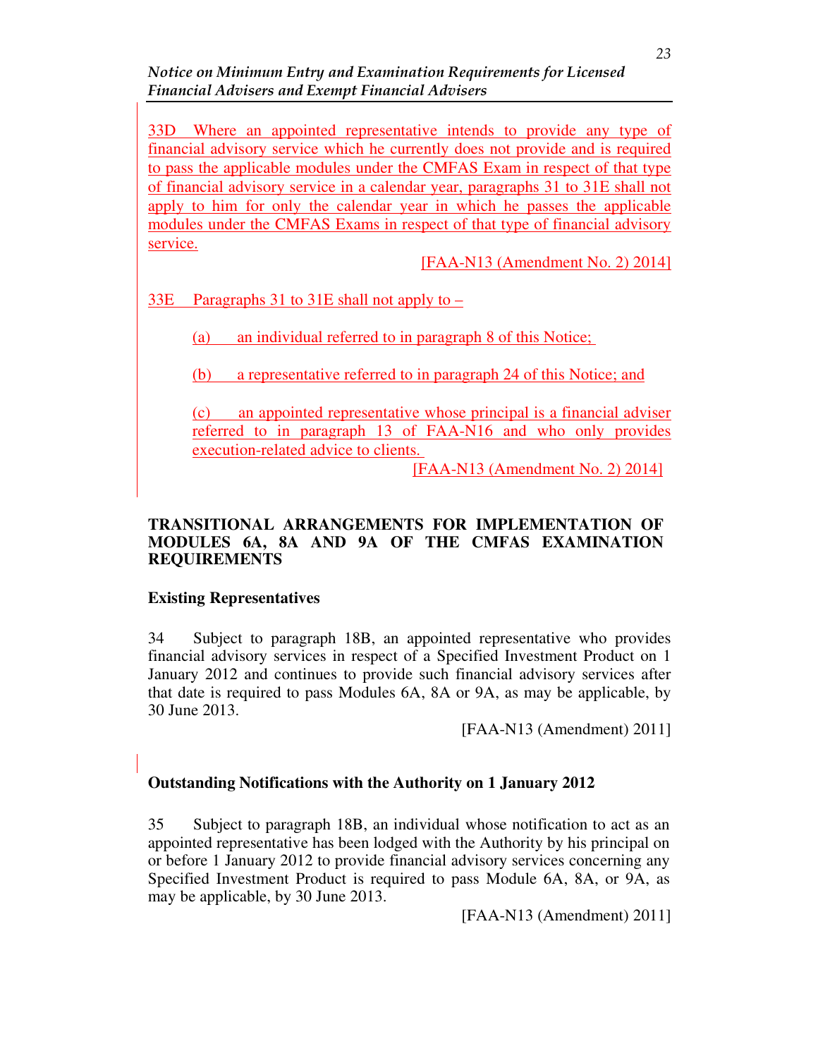33D Where an appointed representative intends to provide any type of financial advisory service which he currently does not provide and is required to pass the applicable modules under the CMFAS Exam in respect of that type of financial advisory service in a calendar year, paragraphs 31 to 31E shall not apply to him for only the calendar year in which he passes the applicable modules under the CMFAS Exams in respect of that type of financial advisory service.

[FAA-N13 (Amendment No. 2) 2014]

33E Paragraphs 31 to 31E shall not apply to –

(a) an individual referred to in paragraph 8 of this Notice;

(b) a representative referred to in paragraph 24 of this Notice; and

(c) an appointed representative whose principal is a financial adviser referred to in paragraph 13 of FAA-N16 and who only provides execution-related advice to clients.

[FAA-N13 (Amendment No. 2) 2014]

## TRANSITIONAL ARRANGEMENTS FOR IMPLEMENTATION OF MODULES 6A, 8A AND 9A OF THE CMFAS EXAMINATION REQUIREMENTS

### Existing Representatives

34 Subject to paragraph 18B, an appointed representative who provides financial advisory services in respect of a Specified Investment Product on 1 January 2012 and continues to provide such financial advisory services after that date is required to pass Modules 6A, 8A or 9A, as may be applicable, by 30 June 2013.

[FAA-N13 (Amendment) 2011]

### Outstanding Notifications with the Authority on 1 January 2012

35 Subject to paragraph 18B, an individual whose notification to act as an appointed representative has been lodged with the Authority by his principal on or before 1 January 2012 to provide financial advisory services concerning any Specified Investment Product is required to pass Module 6A, 8A, or 9A, as may be applicable, by 30 June 2013.

[FAA-N13 (Amendment) 2011]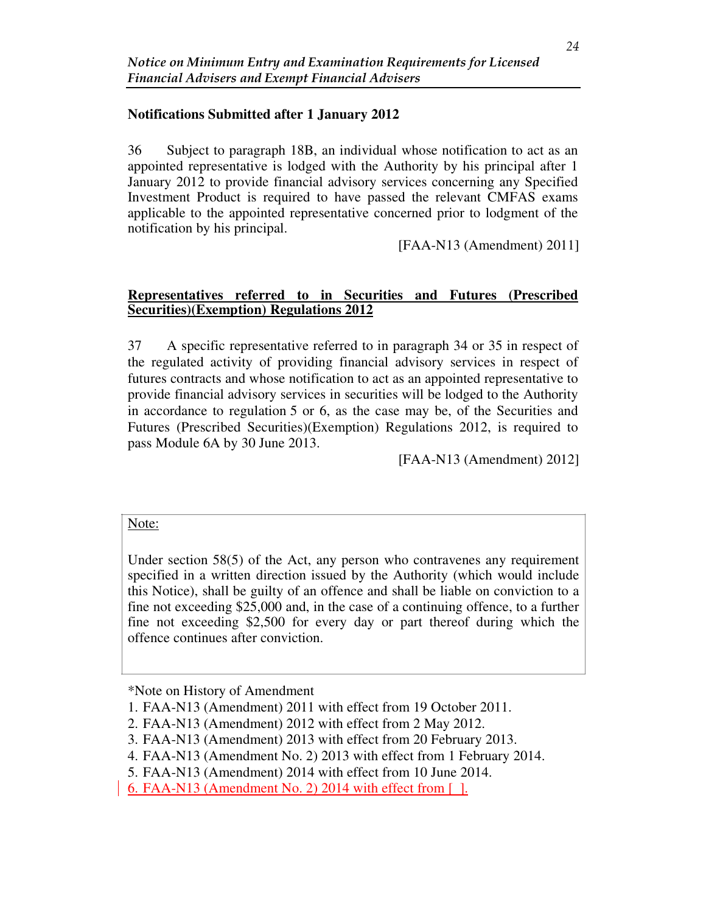**Notifications Submitted after 1 January 2012**

36 Subject to paragraph 18B, an individual whose notification to act as an appointed representative is lodged with the Authority by his principal after 1 January 2012 to provide financial advisory services concerning any Specified Investment Product is required to have passed the relevant CMFAS exams applicable to the appointed representative concerned prior to lodgment of the notification by his principal.

[FAA-N13 (Amendment) 2011]

**Representatives referred to in Securities and Futures (Prescribed Securities)(Exemption) Regulations 2012**

37 A specific representative referred to in paragraph 34 or 35 in respect of the regulated activity of providing financial advisory services in respect of futures contracts and whose notification to act as an appointed representative to provide financial advisory services in securities will be lodged to the Authority in accordance to regulation 5 or 6, as the case may be, of the Securities and Futures (Prescribed Securities)(Exemption) Regulations 2012, is required to pass Module 6A by 30 June 2013.

[FAA-N13 (Amendment) 2012]

Note:

Under section 58(5) of the Act, any person who contravenes any requirement specified in a written direction issued by the Authority (which would include this Notice), shall be guilty of an offence and shall be liable on conviction to a fine not exceeding $25,000 and, in the case of a continuing offence, to a further fine not exceeding $2,500 for every day or part thereof during which the offence continues after conviction.

*Note on History of Amendment

1. FAA-N13 (Amendment) 2011 with effect from 19 October 2011.
2. FAA-N13 (Amendment) 2012 with effect from 2 May 2012.
3. FAA-N13 (Amendment) 2013 with effect from 20 February 2013.
4. FAA-N13 (Amendment No. 2) 2013 with effect from 1 February 2014.
5. FAA-N13 (Amendment) 2014 with effect from 10 June 2014.
6. FAA-N13 (Amendment No. 2) 2014 with effect from [ ].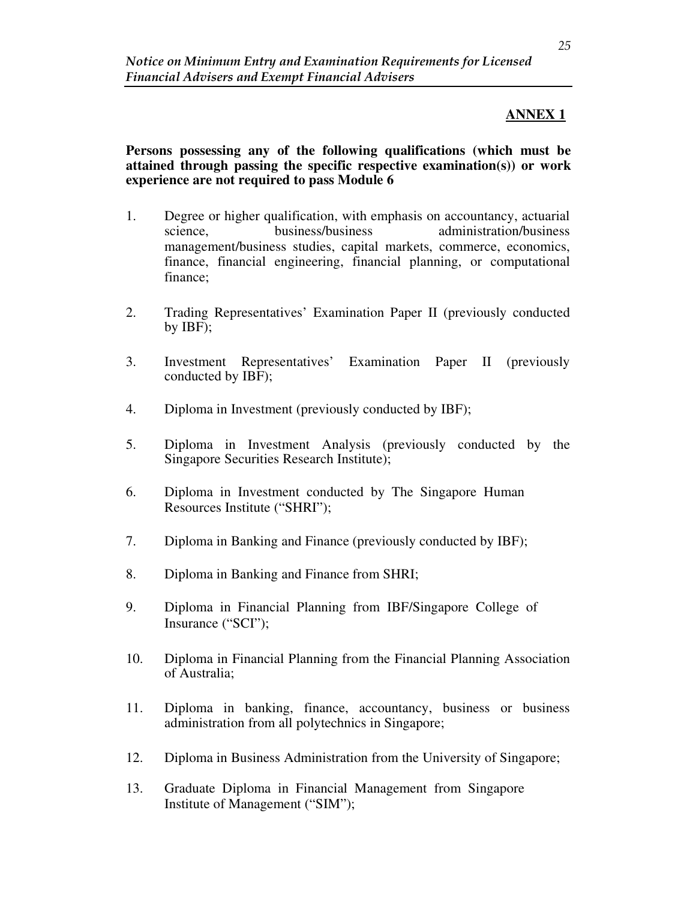## ANNEX 1

**Persons possessing any of the following qualifications (which must be attained through passing the specific respective examination(s)) or work experience are not required to pass Module 6**

1. Degree or higher qualification, with emphasis on accountancy, actuarial science, business/business administration/business management/business studies, capital markets, commerce, economics, finance, financial engineering, financial planning, or computational finance;

2. Trading Representatives' Examination Paper II (previously conducted by IBF);

3. Investment Representatives' Examination Paper II (previously conducted by IBF);

4. Diploma in Investment (previously conducted by IBF);

5. Diploma in Investment Analysis (previously conducted by the Singapore Securities Research Institute);

6. Diploma in Investment conducted by The Singapore Human Resources Institute ("SHRI");

7. Diploma in Banking and Finance (previously conducted by IBF);

8. Diploma in Banking and Finance from SHRI;

9. Diploma in Financial Planning from IBF/Singapore College of Insurance ("SCI");

10. Diploma in Financial Planning from the Financial Planning Association of Australia;

11. Diploma in banking, finance, accountancy, business or business administration from all polytechnics in Singapore;

12. Diploma in Business Administration from the University of Singapore;

13. Graduate Diploma in Financial Management from Singapore Institute of Management ("SIM");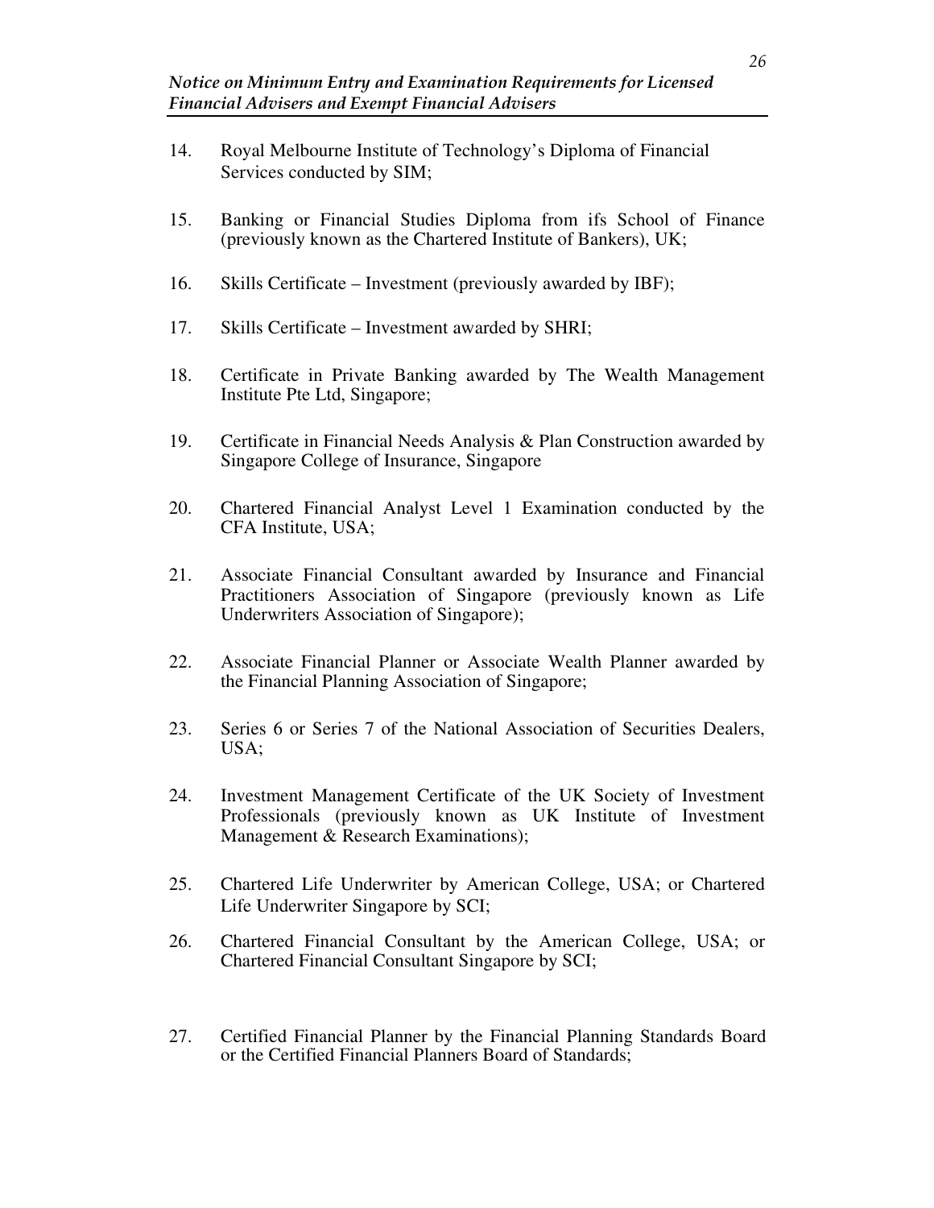14. Royal Melbourne Institute of Technology's Diploma of Financial Services conducted by SIM;

15. Banking or Financial Studies Diploma from ifs School of Finance (previously known as the Chartered Institute of Bankers), UK;

16. Skills Certificate – Investment (previously awarded by IBF);

17. Skills Certificate – Investment awarded by SHRI;

18. Certificate in Private Banking awarded by The Wealth Management Institute Pte Ltd, Singapore;

19. Certificate in Financial Needs Analysis & Plan Construction awarded by Singapore College of Insurance, Singapore

20. Chartered Financial Analyst Level 1 Examination conducted by the CFA Institute, USA;

21. Associate Financial Consultant awarded by Insurance and Financial Practitioners Association of Singapore (previously known as Life Underwriters Association of Singapore);

22. Associate Financial Planner or Associate Wealth Planner awarded by the Financial Planning Association of Singapore;

23. Series 6 or Series 7 of the National Association of Securities Dealers, USA;

24. Investment Management Certificate of the UK Society of Investment Professionals (previously known as UK Institute of Investment Management & Research Examinations);

25. Chartered Life Underwriter by American College, USA; or Chartered Life Underwriter Singapore by SCI;

26. Chartered Financial Consultant by the American College, USA; or Chartered Financial Consultant Singapore by SCI;

27. Certified Financial Planner by the Financial Planning Standards Board or the Certified Financial Planners Board of Standards;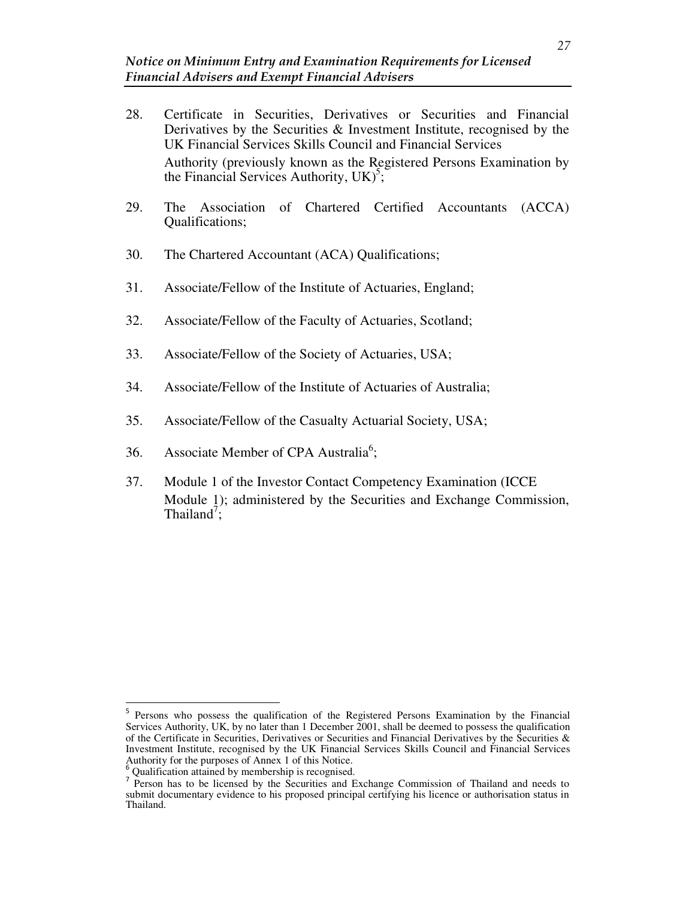28. Certificate in Securities, Derivatives or Securities and Financial Derivatives by the Securities & Investment Institute, recognised by the UK Financial Services Skills Council and Financial Services Authority (previously known as the Registered Persons Examination by the Financial Services Authority, UK)[5];

29. The Association of Chartered Certified Accountants (ACCA) Qualifications;

30. The Chartered Accountant (ACA) Qualifications;

31. Associate/Fellow of the Institute of Actuaries, England;

32. Associate/Fellow of the Faculty of Actuaries, Scotland;

33. Associate/Fellow of the Society of Actuaries, USA;

34. Associate/Fellow of the Institute of Actuaries of Australia;

35. Associate/Fellow of the Casualty Actuarial Society, USA;

36. Associate Member of CPA Australia[6];

37. Module 1 of the Investor Contact Competency Examination (ICCE Module 1); administered by the Securities and Exchange Commission, Thailand[7];

---

[5] Persons who possess the qualification of the Registered Persons Examination by the Financial Services Authority, UK, by no later than 1 December 2001, shall be deemed to possess the qualification of the Certificate in Securities, Derivatives or Securities and Financial Derivatives by the Securities & Investment Institute, recognised by the UK Financial Services Skills Council and Financial Services Authority for the purposes of Annex 1 of this Notice.

[6] Qualification attained by membership is recognised.

[7] Person has to be licensed by the Securities and Exchange Commission of Thailand and needs to submit documentary evidence to his proposed principal certifying his licence or authorisation status in Thailand.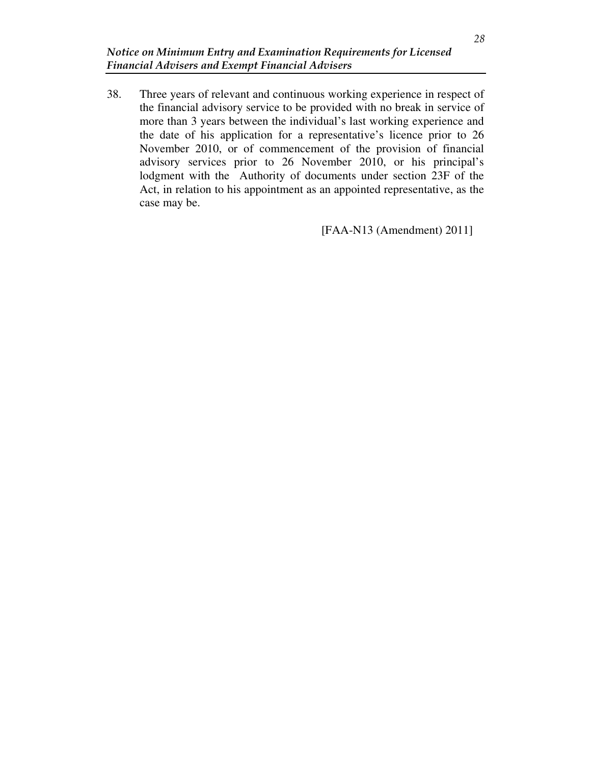38. Three years of relevant and continuous working experience in respect of the financial advisory service to be provided with no break in service of more than 3 years between the individual's last working experience and the date of his application for a representative's licence prior to 26 November 2010, or of commencement of the provision of financial advisory services prior to 26 November 2010, or his principal's lodgment with the Authority of documents under section 23F of the Act, in relation to his appointment as an appointed representative, as the case may be.

[FAA-N13 (Amendment) 2011]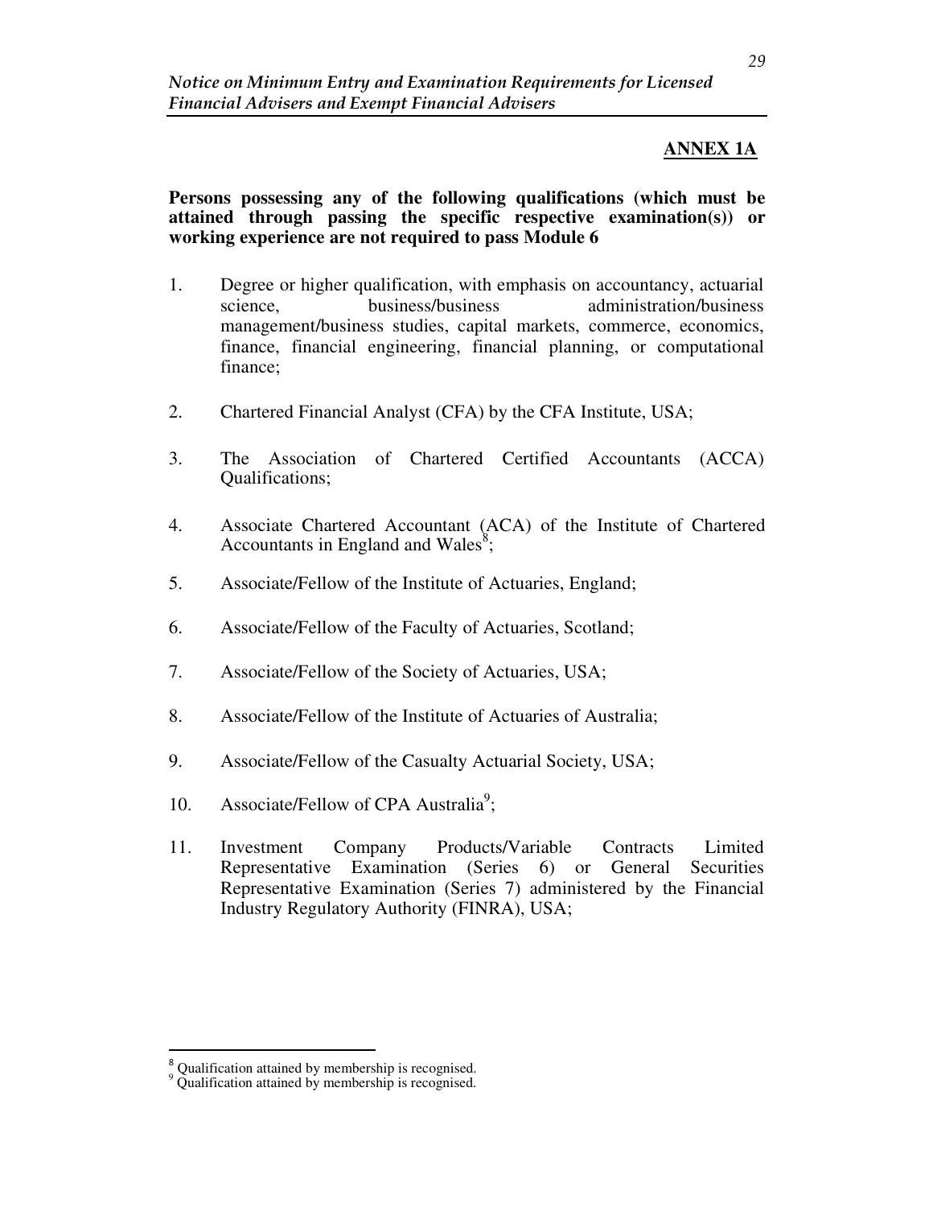## ANNEX 1A

**Persons possessing any of the following qualifications (which must be attained through passing the specific respective examination(s)) or working experience are not required to pass Module 6**

1. Degree or higher qualification, with emphasis on accountancy, actuarial science, business/business administration/business management/business studies, capital markets, commerce, economics, finance, financial engineering, financial planning, or computational finance;

2. Chartered Financial Analyst (CFA) by the CFA Institute, USA;

3. The Association of Chartered Certified Accountants (ACCA) Qualifications;

4. Associate Chartered Accountant (ACA) of the Institute of Chartered Accountants in England and Wales[8];

5. Associate/Fellow of the Institute of Actuaries, England;

6. Associate/Fellow of the Faculty of Actuaries, Scotland;

7. Associate/Fellow of the Society of Actuaries, USA;

8. Associate/Fellow of the Institute of Actuaries of Australia;

9. Associate/Fellow of the Casualty Actuarial Society, USA;

10. Associate/Fellow of CPA Australia[9];

11. Investment Company Products/Variable Contracts Limited Representative Examination (Series 6) or General Securities Representative Examination (Series 7) administered by the Financial Industry Regulatory Authority (FINRA), USA;

---

[8] Qualification attained by membership is recognised.

[9] Qualification attained by membership is recognised.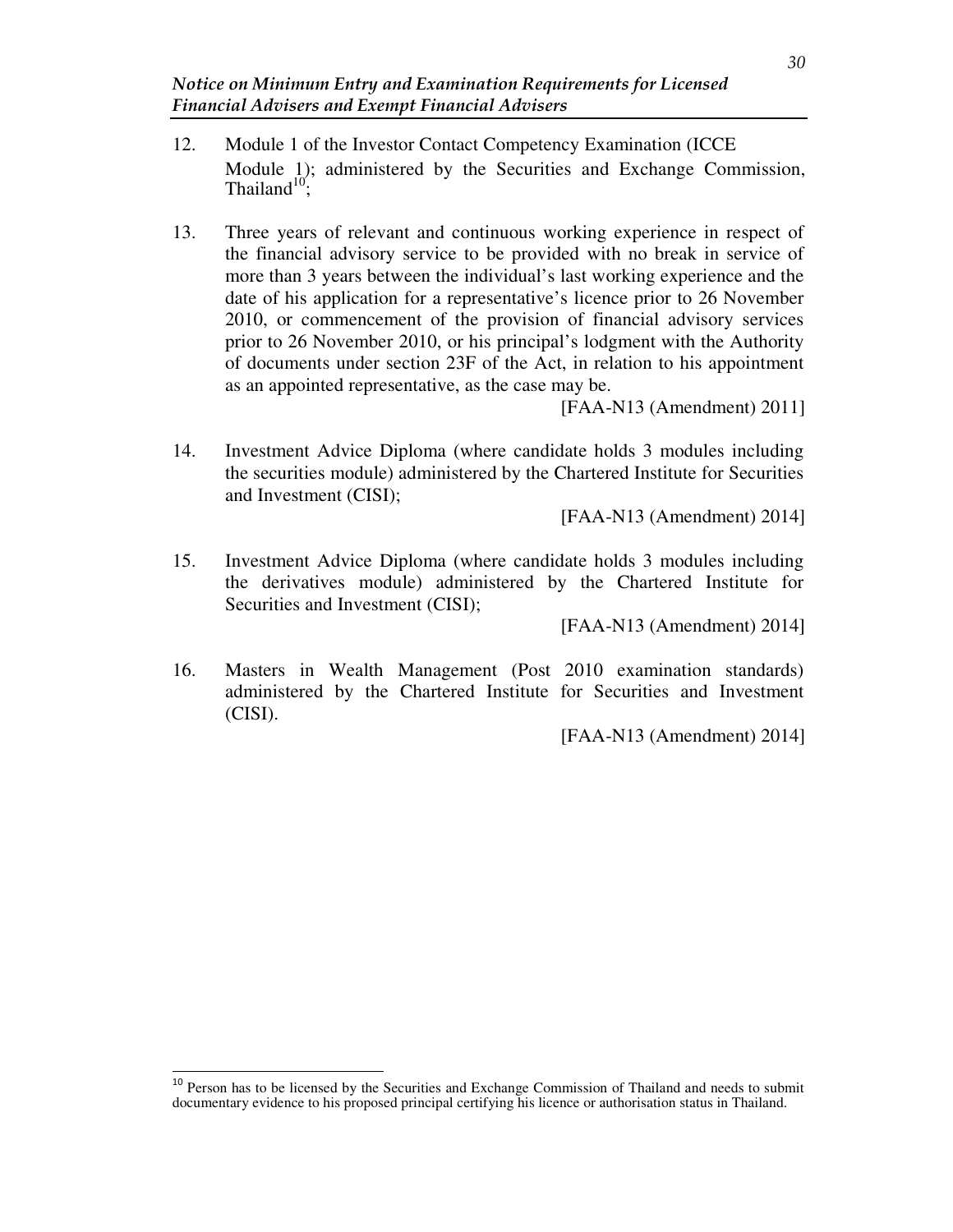12. Module 1 of the Investor Contact Competency Examination (ICCE Module 1); administered by the Securities and Exchange Commission, Thailand[10];

13. Three years of relevant and continuous working experience in respect of the financial advisory service to be provided with no break in service of more than 3 years between the individual's last working experience and the date of his application for a representative's licence prior to 26 November 2010, or commencement of the provision of financial advisory services prior to 26 November 2010, or his principal's lodgment with the Authority of documents under section 23F of the Act, in relation to his appointment as an appointed representative, as the case may be.

   [FAA-N13 (Amendment) 2011]

14. Investment Advice Diploma (where candidate holds 3 modules including the securities module) administered by the Chartered Institute for Securities and Investment (CISI);

   [FAA-N13 (Amendment) 2014]

15. Investment Advice Diploma (where candidate holds 3 modules including the derivatives module) administered by the Chartered Institute for Securities and Investment (CISI);

   [FAA-N13 (Amendment) 2014]

16. Masters in Wealth Management (Post 2010 examination standards) administered by the Chartered Institute for Securities and Investment (CISI).

   [FAA-N13 (Amendment) 2014]

---

[10] Person has to be licensed by the Securities and Exchange Commission of Thailand and needs to submit documentary evidence to his proposed principal certifying his licence or authorisation status in Thailand.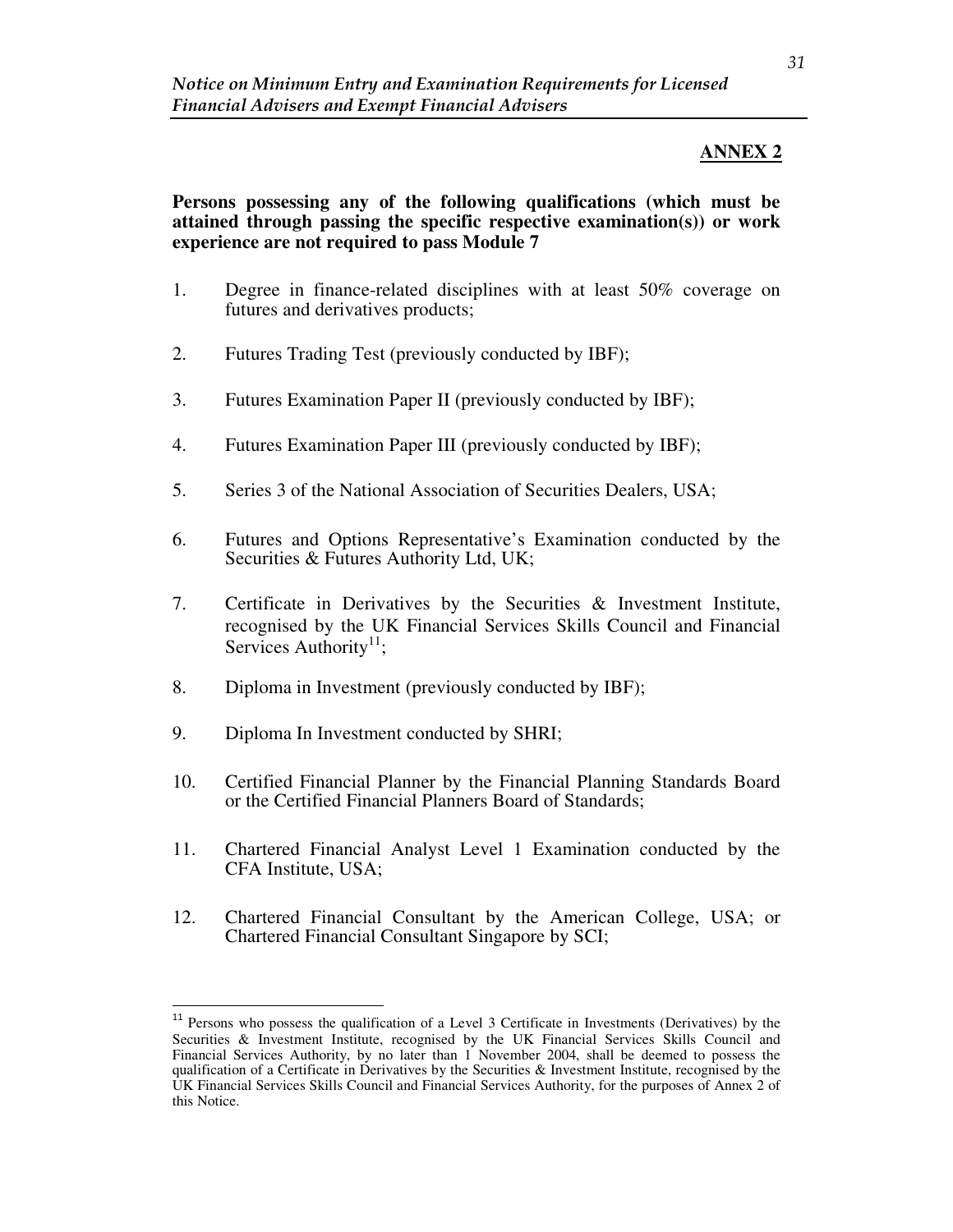## ANNEX 2

**Persons possessing any of the following qualifications (which must be attained through passing the specific respective examination(s)) or work experience are not required to pass Module 7**

1. Degree in finance-related disciplines with at least 50% coverage on futures and derivatives products;

2. Futures Trading Test (previously conducted by IBF);

3. Futures Examination Paper II (previously conducted by IBF);

4. Futures Examination Paper III (previously conducted by IBF);

5. Series 3 of the National Association of Securities Dealers, USA;

6. Futures and Options Representative's Examination conducted by the Securities & Futures Authority Ltd, UK;

7. Certificate in Derivatives by the Securities & Investment Institute, recognised by the UK Financial Services Skills Council and Financial Services Authority[11];

8. Diploma in Investment (previously conducted by IBF);

9. Diploma In Investment conducted by SHRI;

10. Certified Financial Planner by the Financial Planning Standards Board or the Certified Financial Planners Board of Standards;

11. Chartered Financial Analyst Level 1 Examination conducted by the CFA Institute, USA;

12. Chartered Financial Consultant by the American College, USA; or Chartered Financial Consultant Singapore by SCI;

---

[11] Persons who possess the qualification of a Level 3 Certificate in Investments (Derivatives) by the Securities & Investment Institute, recognised by the UK Financial Services Skills Council and Financial Services Authority, by no later than 1 November 2004, shall be deemed to possess the qualification of a Certificate in Derivatives by the Securities & Investment Institute, recognised by the UK Financial Services Skills Council and Financial Services Authority, for the purposes of Annex 2 of this Notice.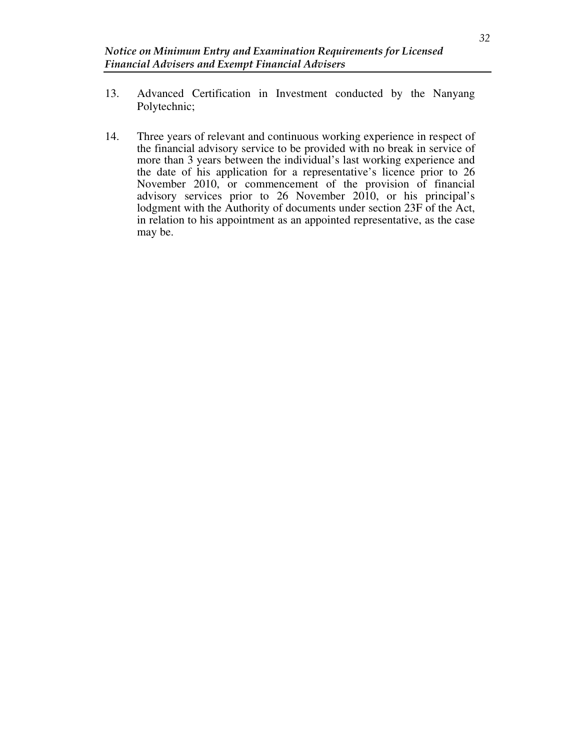13. Advanced Certification in Investment conducted by the Nanyang Polytechnic;

14. Three years of relevant and continuous working experience in respect of the financial advisory service to be provided with no break in service of more than 3 years between the individual's last working experience and the date of his application for a representative's licence prior to 26 November 2010, or commencement of the provision of financial advisory services prior to 26 November 2010, or his principal's lodgment with the Authority of documents under section 23F of the Act, in relation to his appointment as an appointed representative, as the case may be.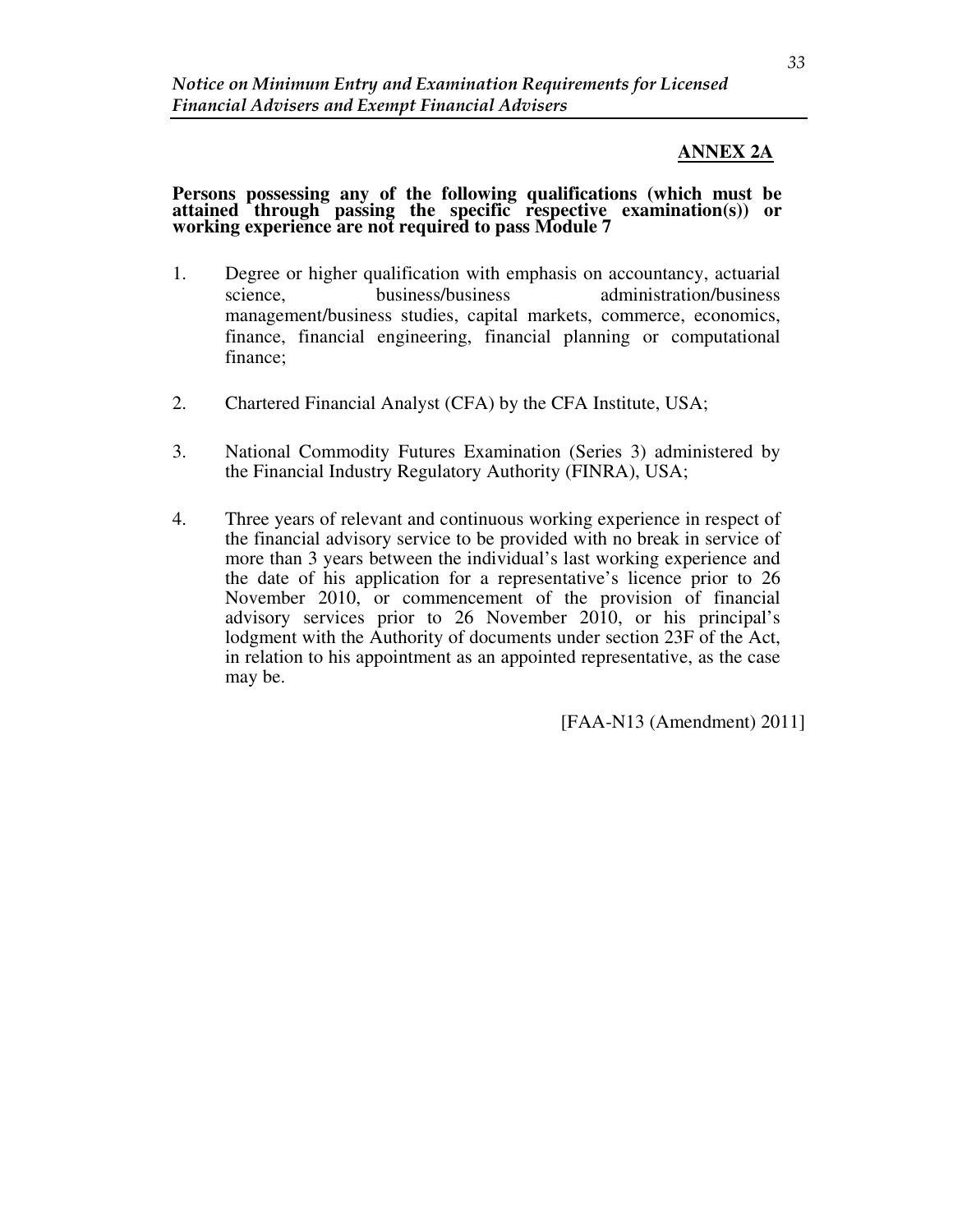## ANNEX 2A

**Persons possessing any of the following qualifications (which must be attained through passing the specific respective examination(s)) or working experience are not required to pass Module 7**

1. Degree or higher qualification with emphasis on accountancy, actuarial science, business/business administration/business management/business studies, capital markets, commerce, economics, finance, financial engineering, financial planning or computational finance;

2. Chartered Financial Analyst (CFA) by the CFA Institute, USA;

3. National Commodity Futures Examination (Series 3) administered by the Financial Industry Regulatory Authority (FINRA), USA;

4. Three years of relevant and continuous working experience in respect of the financial advisory service to be provided with no break in service of more than 3 years between the individual's last working experience and the date of his application for a representative's licence prior to 26 November 2010, or commencement of the provision of financial advisory services prior to 26 November 2010, or his principal's lodgment with the Authority of documents under section 23F of the Act, in relation to his appointment as an appointed representative, as the case may be.

[FAA-N13 (Amendment) 2011]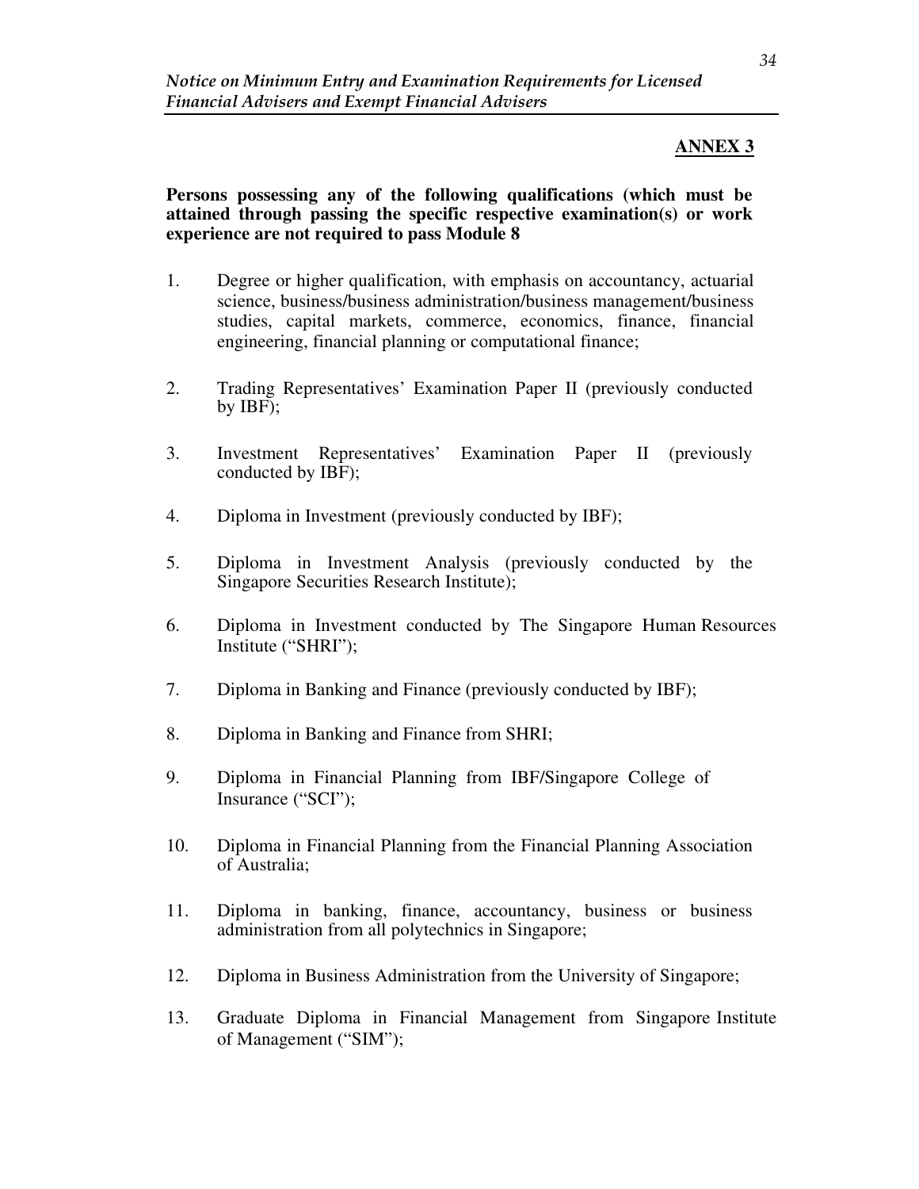## ANNEX 3

**Persons possessing any of the following qualifications (which must be attained through passing the specific respective examination(s) or work experience are not required to pass Module 8**

1. Degree or higher qualification, with emphasis on accountancy, actuarial science, business/business administration/business management/business studies, capital markets, commerce, economics, finance, financial engineering, financial planning or computational finance;

2. Trading Representatives' Examination Paper II (previously conducted by IBF);

3. Investment Representatives' Examination Paper II (previously conducted by IBF);

4. Diploma in Investment (previously conducted by IBF);

5. Diploma in Investment Analysis (previously conducted by the Singapore Securities Research Institute);

6. Diploma in Investment conducted by The Singapore Human Resources Institute ("SHRI");

7. Diploma in Banking and Finance (previously conducted by IBF);

8. Diploma in Banking and Finance from SHRI;

9. Diploma in Financial Planning from IBF/Singapore College of Insurance ("SCI");

10. Diploma in Financial Planning from the Financial Planning Association of Australia;

11. Diploma in banking, finance, accountancy, business or business administration from all polytechnics in Singapore;

12. Diploma in Business Administration from the University of Singapore;

13. Graduate Diploma in Financial Management from Singapore Institute of Management ("SIM");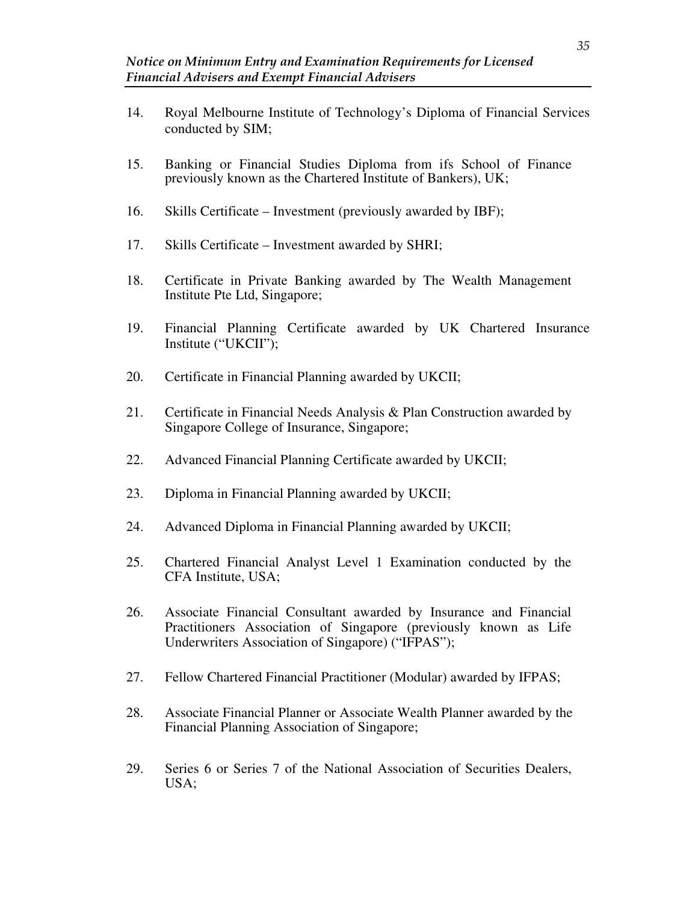14. Royal Melbourne Institute of Technology's Diploma of Financial Services conducted by SIM;

15. Banking or Financial Studies Diploma from ifs School of Finance previously known as the Chartered Institute of Bankers), UK;

16. Skills Certificate – Investment (previously awarded by IBF);

17. Skills Certificate – Investment awarded by SHRI;

18. Certificate in Private Banking awarded by The Wealth Management Institute Pte Ltd, Singapore;

19. Financial Planning Certificate awarded by UK Chartered Insurance Institute ("UKCII");

20. Certificate in Financial Planning awarded by UKCII;

21. Certificate in Financial Needs Analysis & Plan Construction awarded by Singapore College of Insurance, Singapore;

22. Advanced Financial Planning Certificate awarded by UKCII;

23. Diploma in Financial Planning awarded by UKCII;

24. Advanced Diploma in Financial Planning awarded by UKCII;

25. Chartered Financial Analyst Level 1 Examination conducted by the CFA Institute, USA;

26. Associate Financial Consultant awarded by Insurance and Financial Practitioners Association of Singapore (previously known as Life Underwriters Association of Singapore) ("IFPAS");

27. Fellow Chartered Financial Practitioner (Modular) awarded by IFPAS;

28. Associate Financial Planner or Associate Wealth Planner awarded by the Financial Planning Association of Singapore;

29. Series 6 or Series 7 of the National Association of Securities Dealers, USA;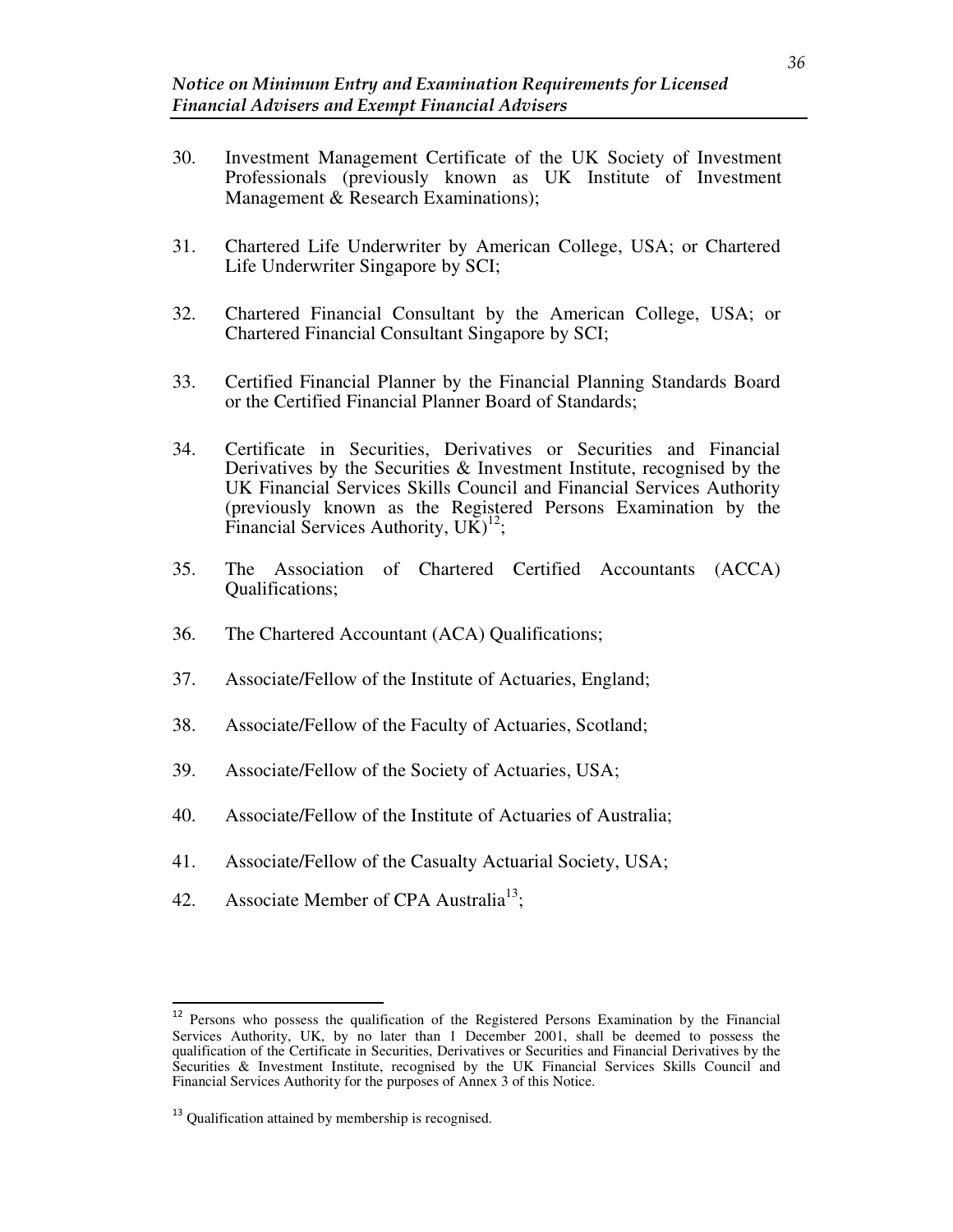30. Investment Management Certificate of the UK Society of Investment Professionals (previously known as UK Institute of Investment Management & Research Examinations);

31. Chartered Life Underwriter by American College, USA; or Chartered Life Underwriter Singapore by SCI;

32. Chartered Financial Consultant by the American College, USA; or Chartered Financial Consultant Singapore by SCI;

33. Certified Financial Planner by the Financial Planning Standards Board or the Certified Financial Planner Board of Standards;

34. Certificate in Securities, Derivatives or Securities and Financial Derivatives by the Securities & Investment Institute, recognised by the UK Financial Services Skills Council and Financial Services Authority (previously known as the Registered Persons Examination by the Financial Services Authority, UK)[12];

35. The Association of Chartered Certified Accountants (ACCA) Qualifications;

36. The Chartered Accountant (ACA) Qualifications;

37. Associate/Fellow of the Institute of Actuaries, England;

38. Associate/Fellow of the Faculty of Actuaries, Scotland;

39. Associate/Fellow of the Society of Actuaries, USA;

40. Associate/Fellow of the Institute of Actuaries of Australia;

41. Associate/Fellow of the Casualty Actuarial Society, USA;

42. Associate Member of CPA Australia[13];

---

[12] Persons who possess the qualification of the Registered Persons Examination by the Financial Services Authority, UK, by no later than 1 December 2001, shall be deemed to possess the qualification of the Certificate in Securities, Derivatives or Securities and Financial Derivatives by the Securities & Investment Institute, recognised by the UK Financial Services Skills Council and Financial Services Authority for the purposes of Annex 3 of this Notice.

[13] Qualification attained by membership is recognised.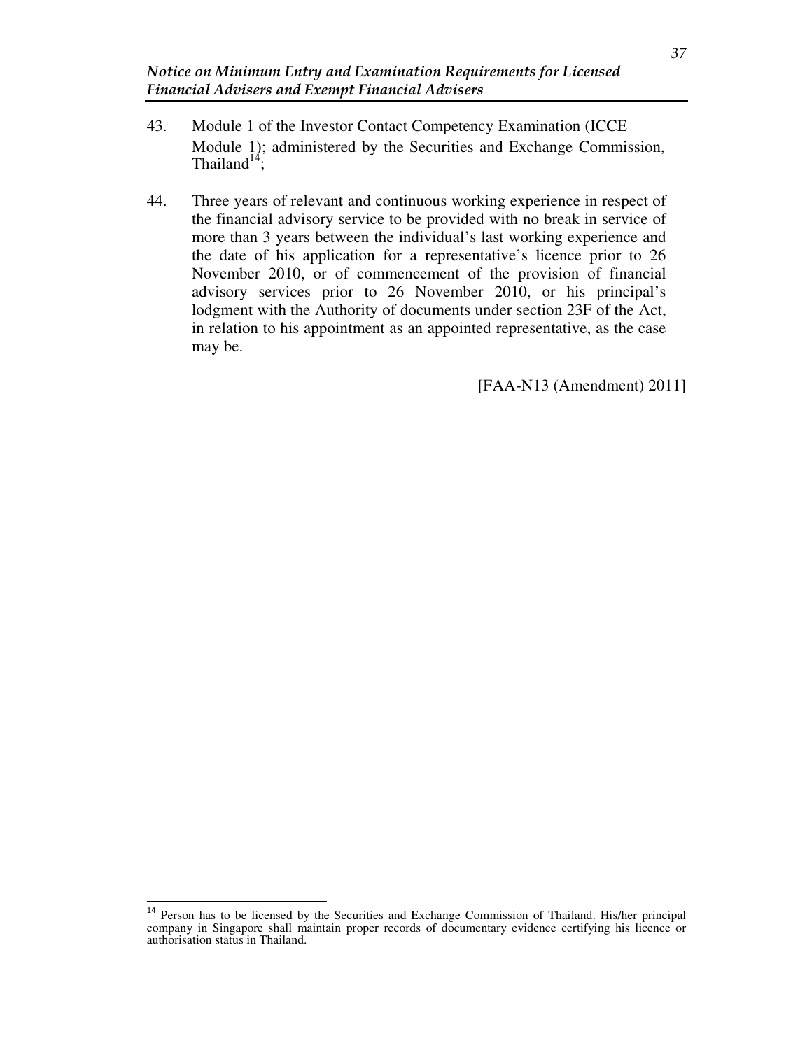43. Module 1 of the Investor Contact Competency Examination (ICCE Module 1); administered by the Securities and Exchange Commission, Thailand[14];

44. Three years of relevant and continuous working experience in respect of the financial advisory service to be provided with no break in service of more than 3 years between the individual's last working experience and the date of his application for a representative's licence prior to 26 November 2010, or of commencement of the provision of financial advisory services prior to 26 November 2010, or his principal's lodgment with the Authority of documents under section 23F of the Act, in relation to his appointment as an appointed representative, as the case may be.

[FAA-N13 (Amendment) 2011]

---

[14] Person has to be licensed by the Securities and Exchange Commission of Thailand. His/her principal company in Singapore shall maintain proper records of documentary evidence certifying his licence or authorisation status in Thailand.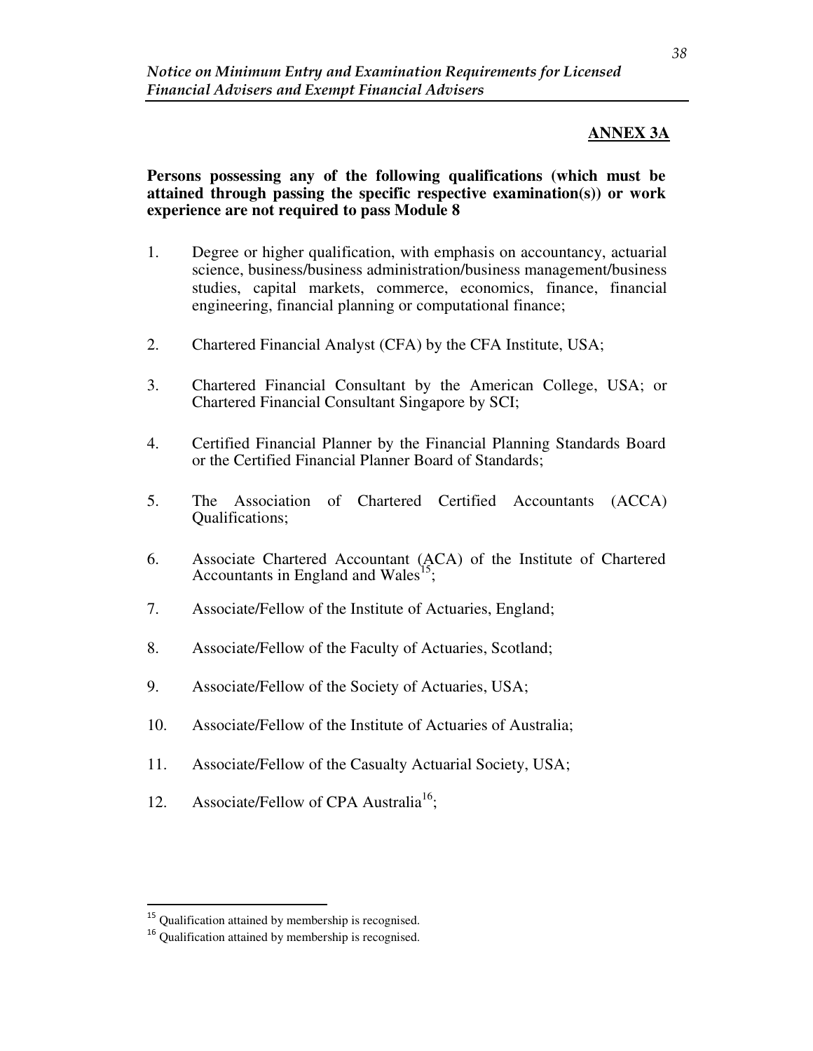## ANNEX 3A

**Persons possessing any of the following qualifications (which must be attained through passing the specific respective examination(s)) or work experience are not required to pass Module 8**

1. Degree or higher qualification, with emphasis on accountancy, actuarial science, business/business administration/business management/business studies, capital markets, commerce, economics, finance, financial engineering, financial planning or computational finance;

2. Chartered Financial Analyst (CFA) by the CFA Institute, USA;

3. Chartered Financial Consultant by the American College, USA; or Chartered Financial Consultant Singapore by SCI;

4. Certified Financial Planner by the Financial Planning Standards Board or the Certified Financial Planner Board of Standards;

5. The Association of Chartered Certified Accountants (ACCA) Qualifications;

6. Associate Chartered Accountant (ACA) of the Institute of Chartered Accountants in England and Wales[15];

7. Associate/Fellow of the Institute of Actuaries, England;

8. Associate/Fellow of the Faculty of Actuaries, Scotland;

9. Associate/Fellow of the Society of Actuaries, USA;

10. Associate/Fellow of the Institute of Actuaries of Australia;

11. Associate/Fellow of the Casualty Actuarial Society, USA;

12. Associate/Fellow of CPA Australia[16];

---

[15] Qualification attained by membership is recognised.

[16] Qualification attained by membership is recognised.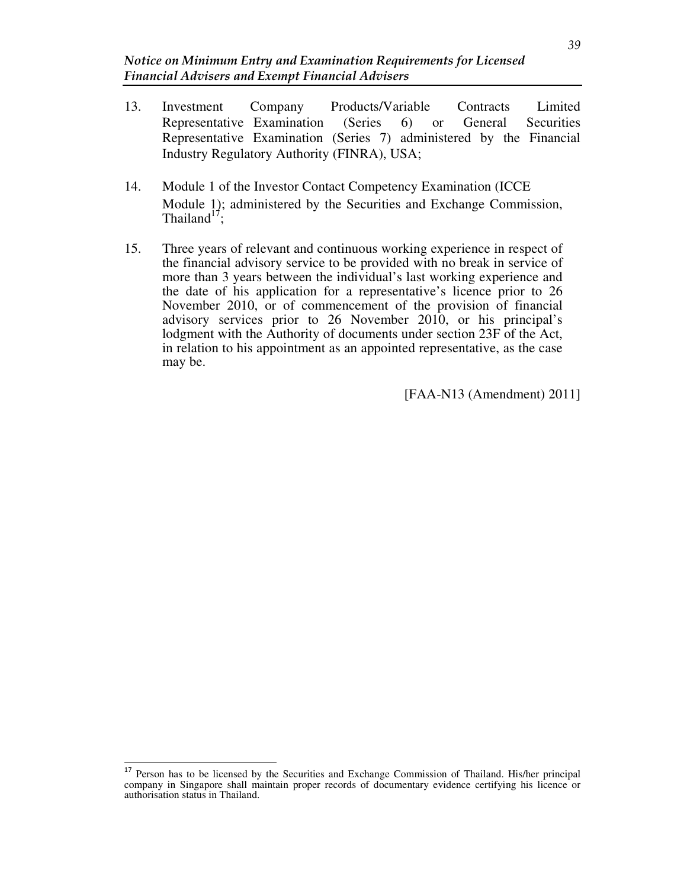13. Investment Company Products/Variable Contracts Limited Representative Examination (Series 6) or General Securities Representative Examination (Series 7) administered by the Financial Industry Regulatory Authority (FINRA), USA;

14. Module 1 of the Investor Contact Competency Examination (ICCE Module 1); administered by the Securities and Exchange Commission, Thailand[17];

15. Three years of relevant and continuous working experience in respect of the financial advisory service to be provided with no break in service of more than 3 years between the individual's last working experience and the date of his application for a representative's licence prior to 26 November 2010, or of commencement of the provision of financial advisory services prior to 26 November 2010, or his principal's lodgment with the Authority of documents under section 23F of the Act, in relation to his appointment as an appointed representative, as the case may be.

[FAA-N13 (Amendment) 2011]

---

[17] Person has to be licensed by the Securities and Exchange Commission of Thailand. His/her principal company in Singapore shall maintain proper records of documentary evidence certifying his licence or authorisation status in Thailand.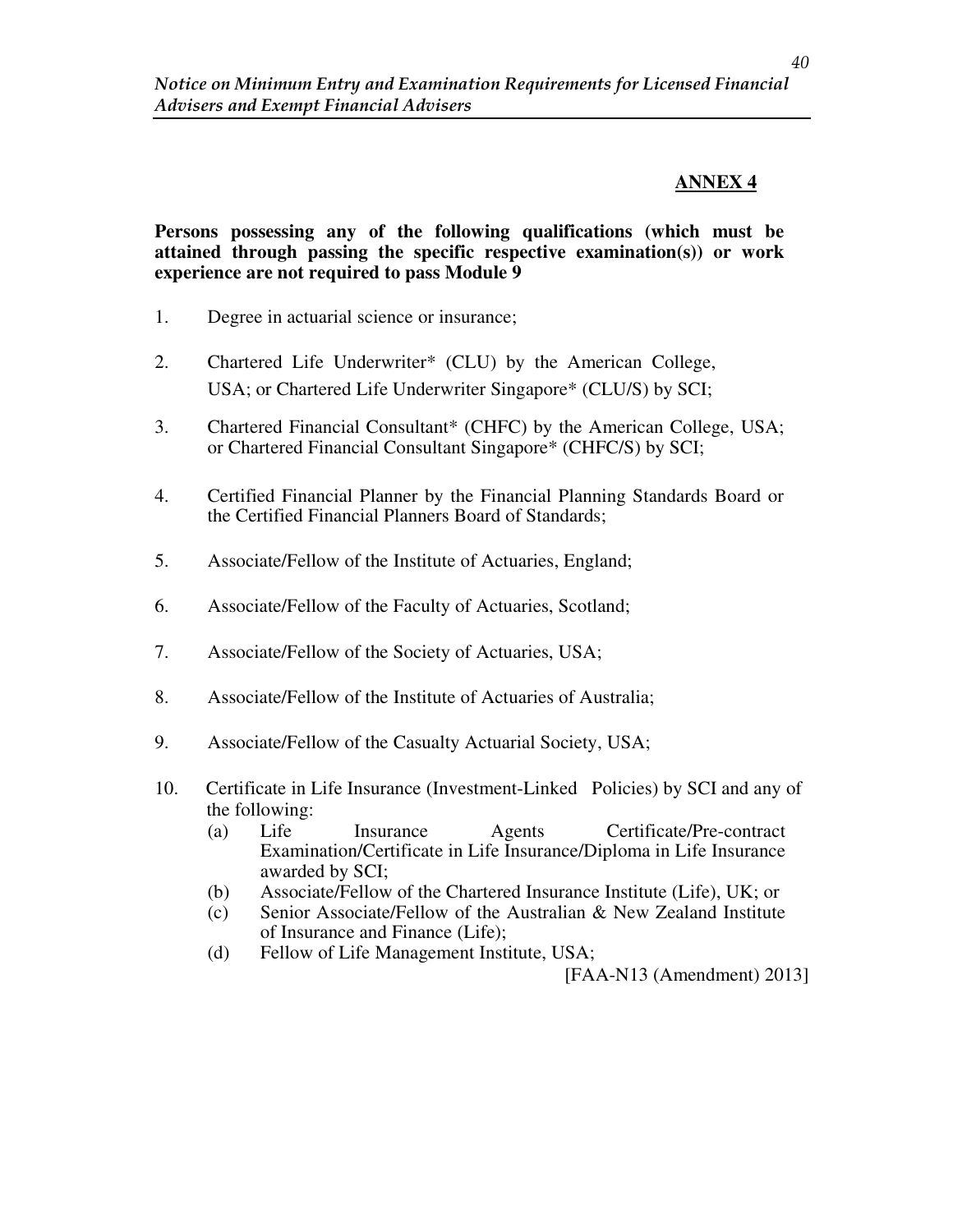## ANNEX 4

**Persons possessing any of the following qualifications (which must be attained through passing the specific respective examination(s)) or work experience are not required to pass Module 9**

1. Degree in actuarial science or insurance;

2. Chartered Life Underwriter* (CLU) by the American College, USA; or Chartered Life Underwriter Singapore* (CLU/S) by SCI;

3. Chartered Financial Consultant* (CHFC) by the American College, USA; or Chartered Financial Consultant Singapore* (CHFC/S) by SCI;

4. Certified Financial Planner by the Financial Planning Standards Board or the Certified Financial Planners Board of Standards;

5. Associate/Fellow of the Institute of Actuaries, England;

6. Associate/Fellow of the Faculty of Actuaries, Scotland;

7. Associate/Fellow of the Society of Actuaries, USA;

8. Associate/Fellow of the Institute of Actuaries of Australia;

9. Associate/Fellow of the Casualty Actuarial Society, USA;

10. Certificate in Life Insurance (Investment-Linked Policies) by SCI and any of the following:
    (a) Life Insurance Agents Certificate/Pre-contract Examination/Certificate in Life Insurance/Diploma in Life Insurance awarded by SCI;
    (b) Associate/Fellow of the Chartered Insurance Institute (Life), UK; or
    (c) Senior Associate/Fellow of the Australian & New Zealand Institute of Insurance and Finance (Life);
    (d) Fellow of Life Management Institute, USA;

[FAA-N13 (Amendment) 2013]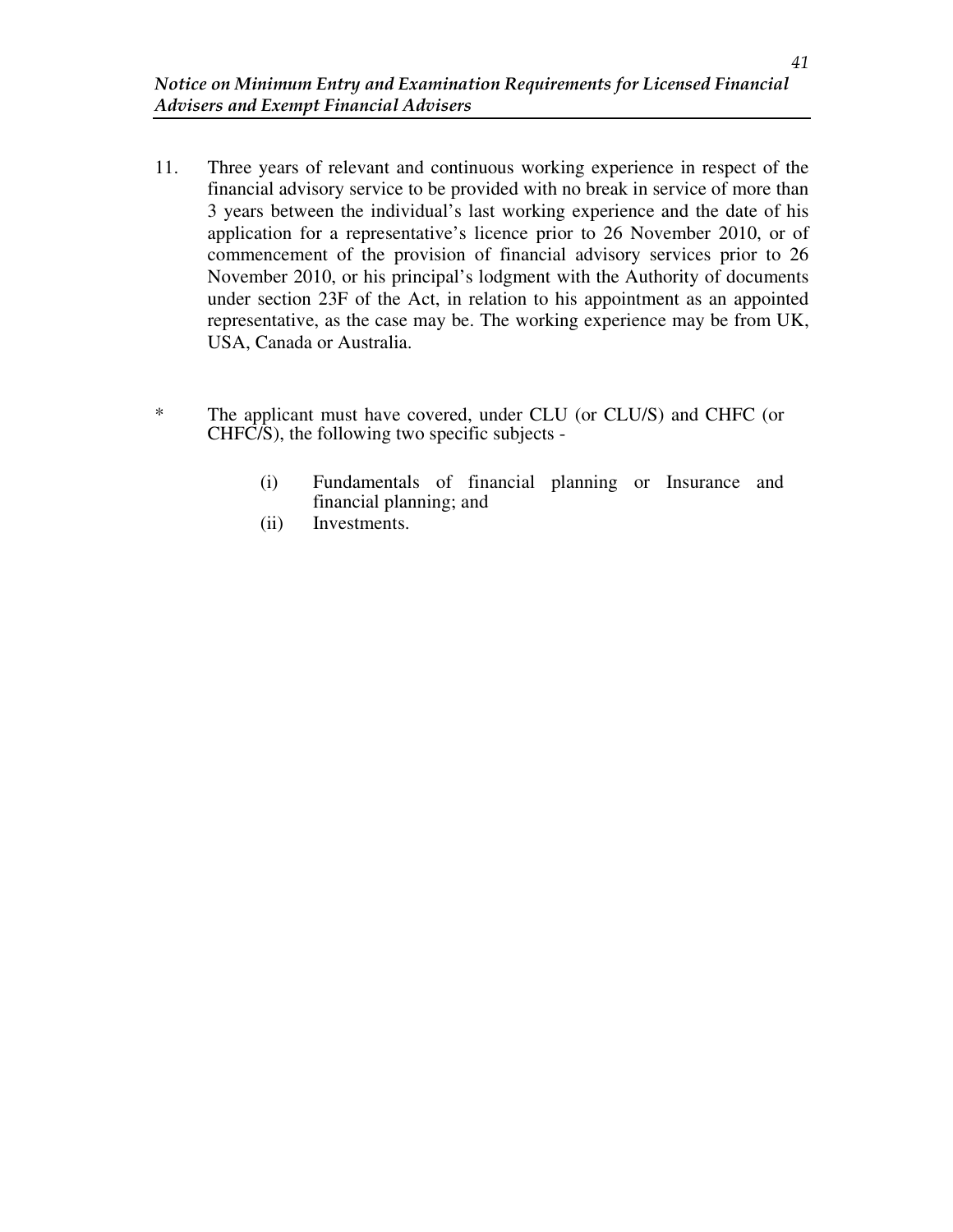11. Three years of relevant and continuous working experience in respect of the financial advisory service to be provided with no break in service of more than 3 years between the individual's last working experience and the date of his application for a representative's licence prior to 26 November 2010, or of commencement of the provision of financial advisory services prior to 26 November 2010, or his principal's lodgment with the Authority of documents under section 23F of the Act, in relation to his appointment as an appointed representative, as the case may be. The working experience may be from UK, USA, Canada or Australia.

\* The applicant must have covered, under CLU (or CLU/S) and CHFC (or CHFC/S), the following two specific subjects -

(i) Fundamentals of financial planning or Insurance and financial planning; and

(ii) Investments.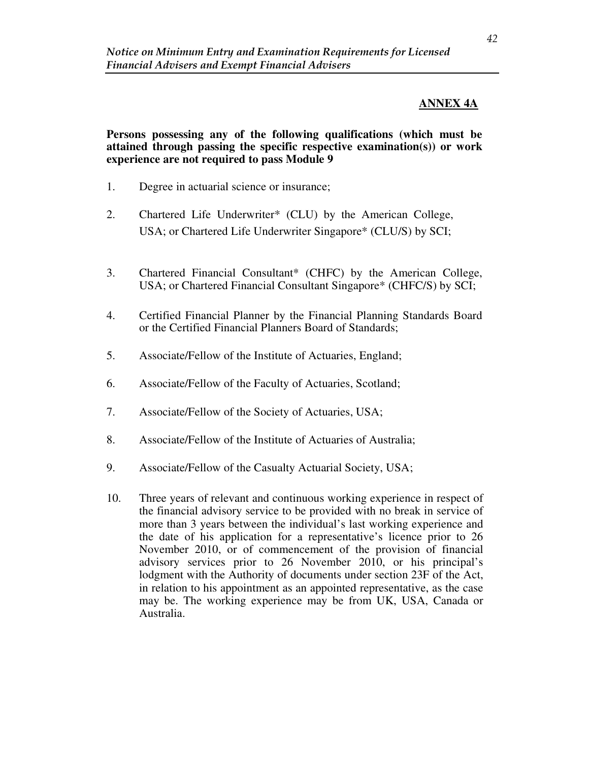## ANNEX 4A

**Persons possessing any of the following qualifications (which must be attained through passing the specific respective examination(s)) or work experience are not required to pass Module 9**

1. Degree in actuarial science or insurance;

2. Chartered Life Underwriter* (CLU) by the American College, USA; or Chartered Life Underwriter Singapore* (CLU/S) by SCI;

3. Chartered Financial Consultant* (CHFC) by the American College, USA; or Chartered Financial Consultant Singapore* (CHFC/S) by SCI;

4. Certified Financial Planner by the Financial Planning Standards Board or the Certified Financial Planners Board of Standards;

5. Associate/Fellow of the Institute of Actuaries, England;

6. Associate/Fellow of the Faculty of Actuaries, Scotland;

7. Associate/Fellow of the Society of Actuaries, USA;

8. Associate/Fellow of the Institute of Actuaries of Australia;

9. Associate/Fellow of the Casualty Actuarial Society, USA;

10. Three years of relevant and continuous working experience in respect of the financial advisory service to be provided with no break in service of more than 3 years between the individual's last working experience and the date of his application for a representative's licence prior to 26 November 2010, or of commencement of the provision of financial advisory services prior to 26 November 2010, or his principal's lodgment with the Authority of documents under section 23F of the Act, in relation to his appointment as an appointed representative, as the case may be. The working experience may be from UK, USA, Canada or Australia.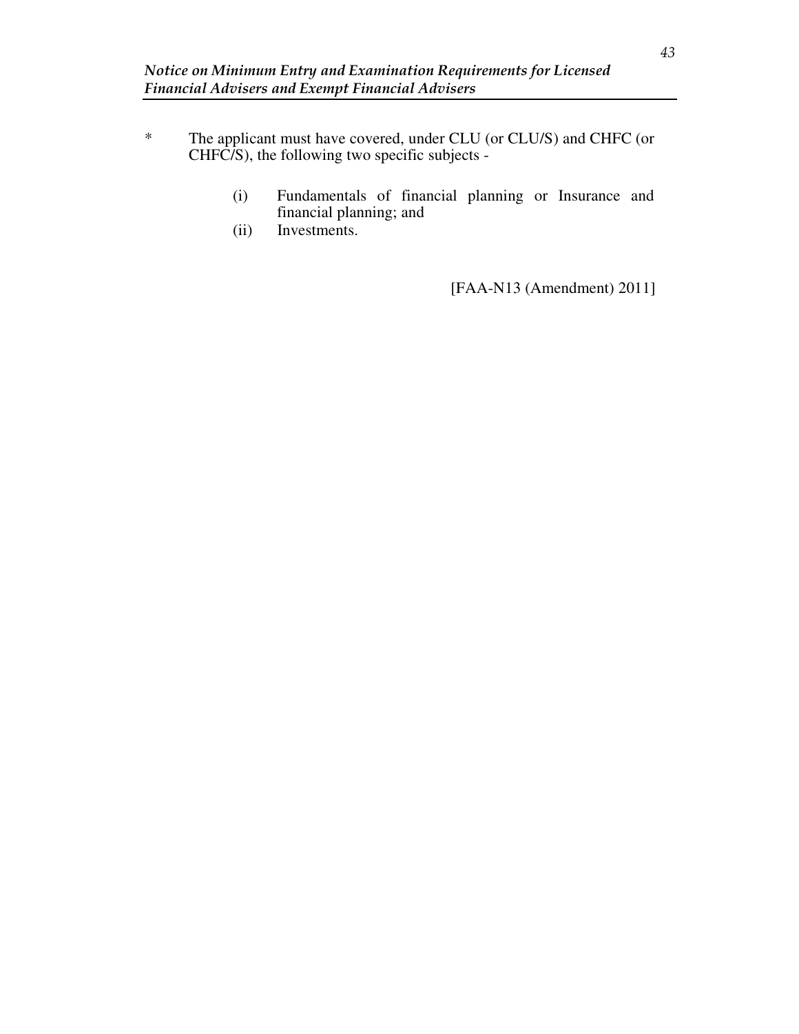* The applicant must have covered, under CLU (or CLU/S) and CHFC (or CHFC/S), the following two specific subjects -

    (i) Fundamentals of financial planning or Insurance and financial planning; and
    (ii) Investments.

[FAA-N13 (Amendment) 2011]